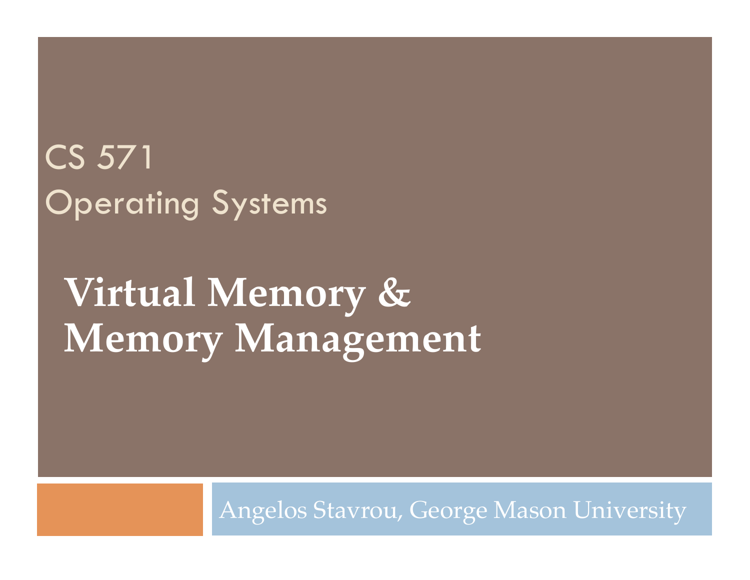CS 571

Operating Systems

# Virtual Memory & Memory Management

Angelos Stavrou, George Mason University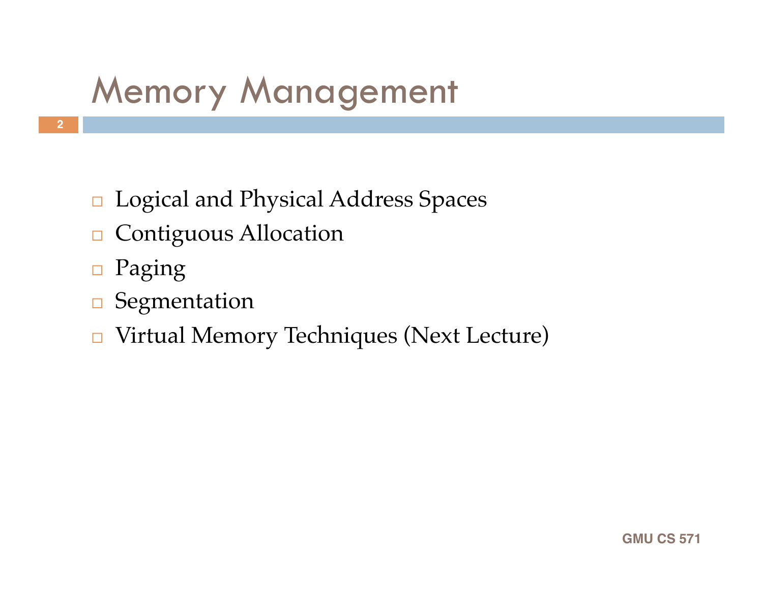# Memory Management

- Logical and Physical Address Spaces
- Contiguous Allocation
- Paging
- Segmentation
- Virtual Memory Techniques (Next Lecture)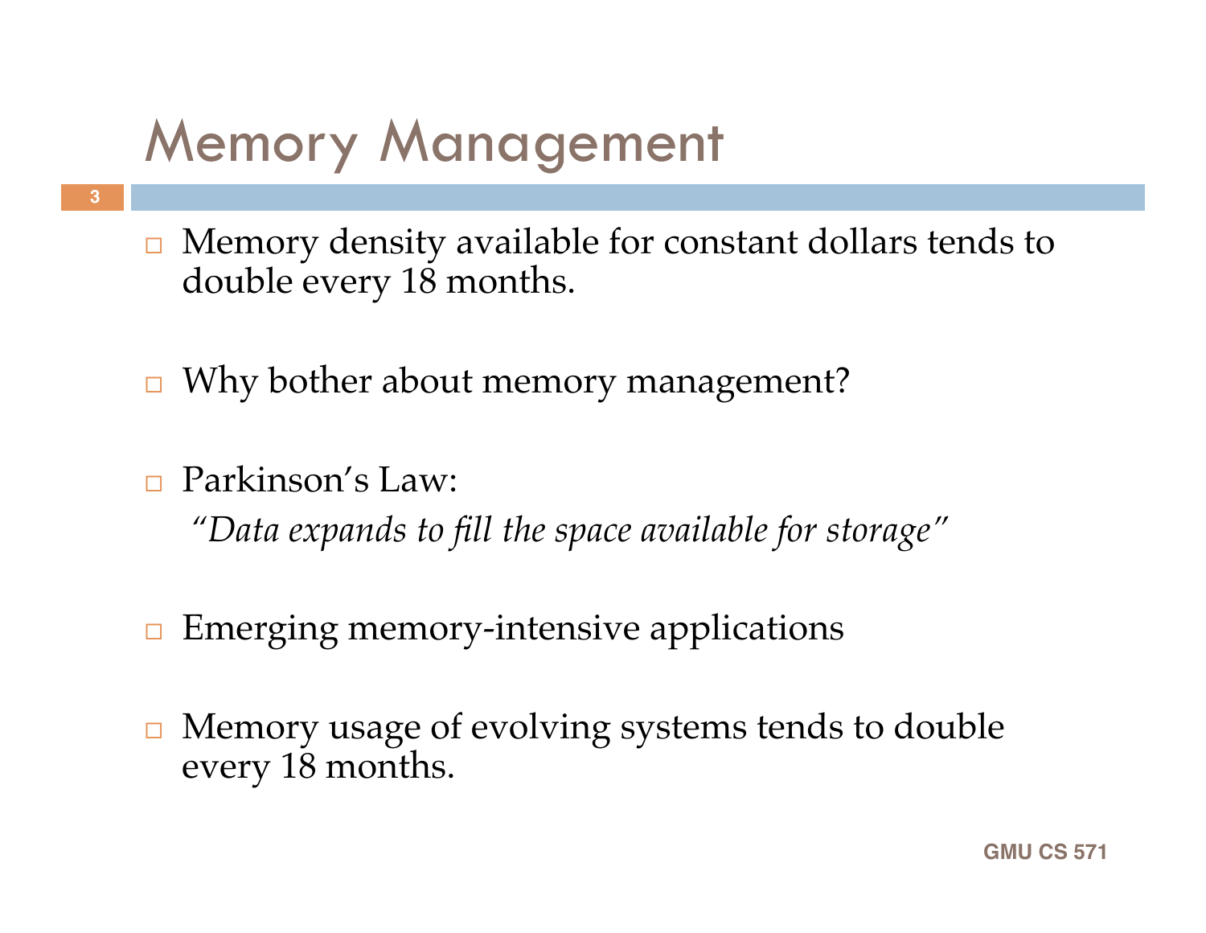# Memory Management

- Memory density available for constant dollars tends to double every 18 months.

- Why bother about memory management?

- Parkinson's Law:

  *"Data expands to fill the space available for storage"*

- Emerging memory-intensive applications

- Memory usage of evolving systems tends to double every 18 months.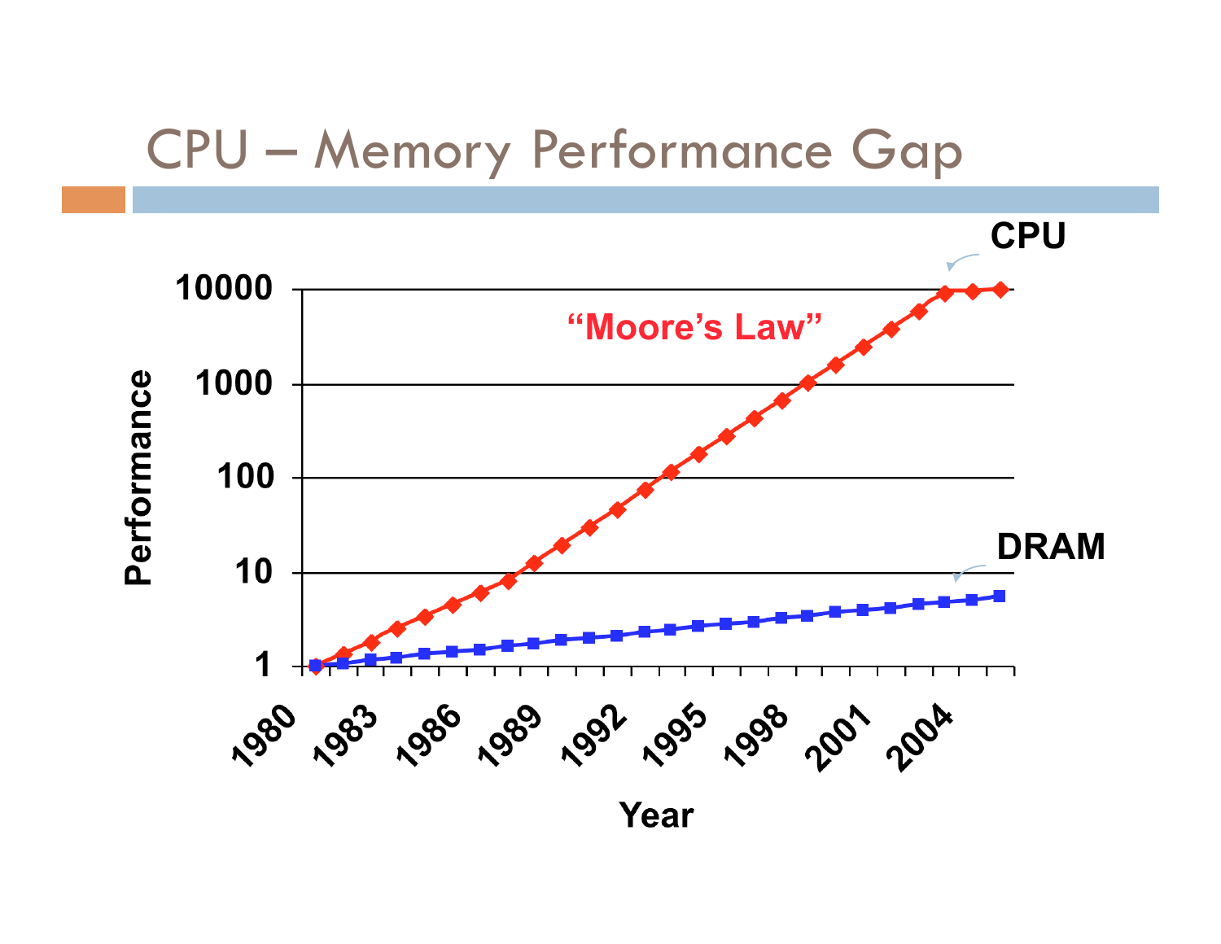# CPU – Memory Performance Gap

CPU

"Moore's Law"

DRAM

Performance

10000
1000
100
10
1

1980 1983 1986 1989 1992 1995 1998 2001 2004

Year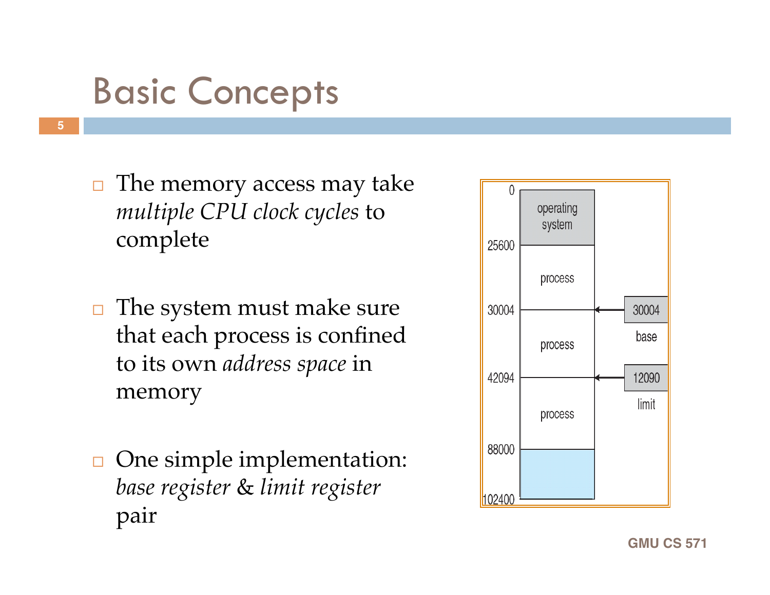# Basic Concepts

- The memory access may take *multiple CPU clock cycles* to complete

- The system must make sure that each process is confined to its own *address space* in memory

- One simple implementation: *base register* & *limit register* pair

| Address | Memory |
|---|---|
| 0 | operating system |
| 25600 | process |
| 30004 | process |
| 42094 | process |
| 88000 | |
| 102400 | |

base: 30004

limit: 12090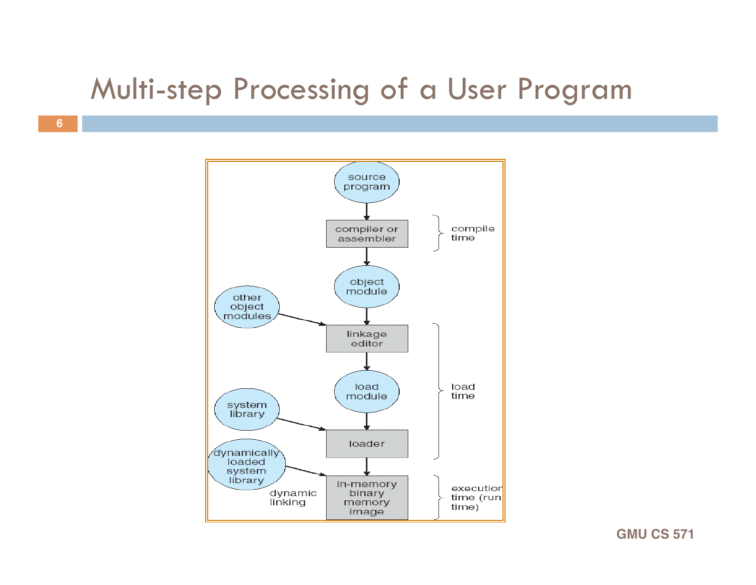# Multi-step Processing of a User Program

source program

compiler or assembler

compile time

object module

other object modules

linkage editor

load module

load time

system library

loader

dynamically loaded system library

dynamic linking

in-memory binary memory image

execution time (run time)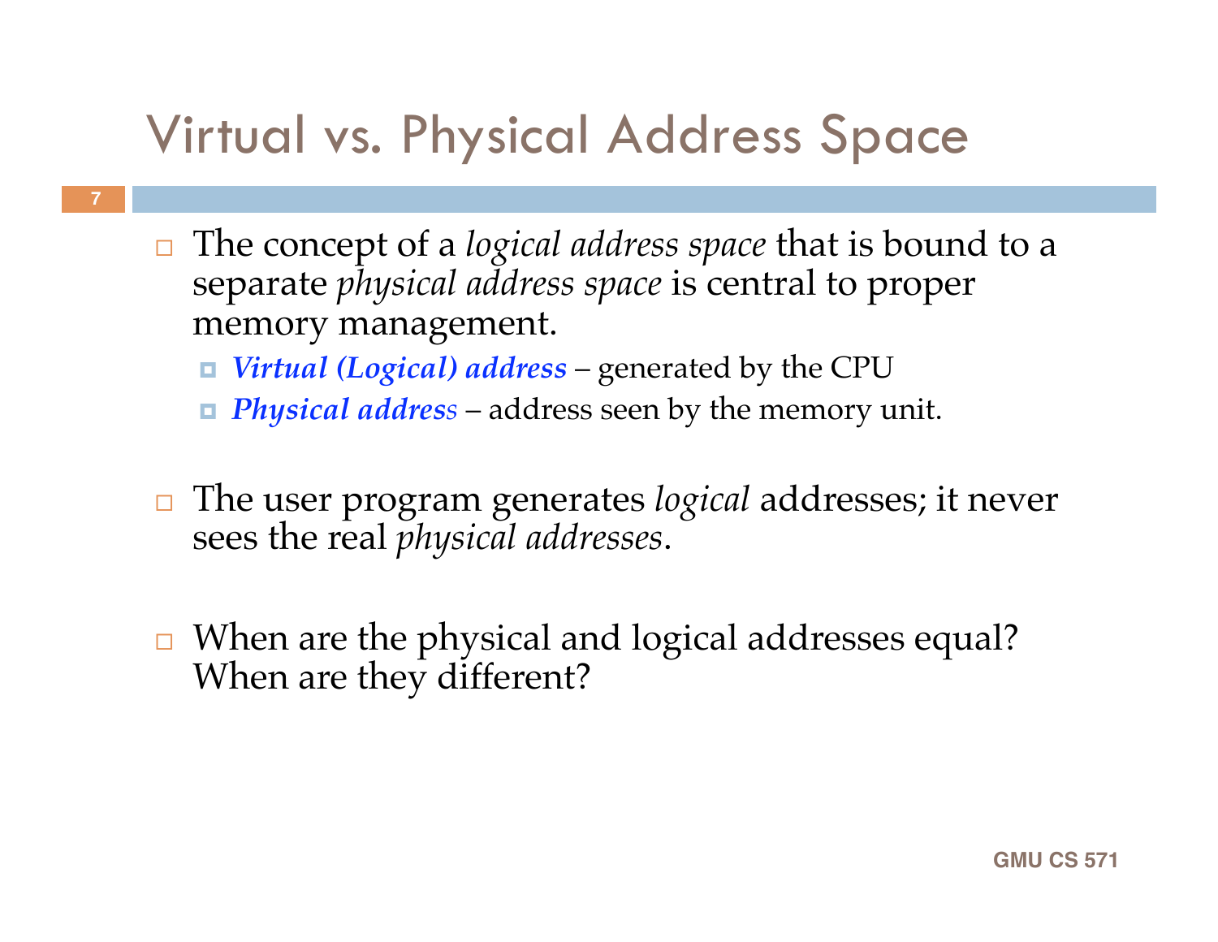# Virtual vs. Physical Address Space

- The concept of a *logical address space* that is bound to a separate *physical address space* is central to proper memory management.
  - ***Virtual (Logical) address*** – generated by the CPU
  - ***Physical address*** – address seen by the memory unit.

- The user program generates *logical* addresses; it never sees the real *physical addresses*.

- When are the physical and logical addresses equal? When are they different?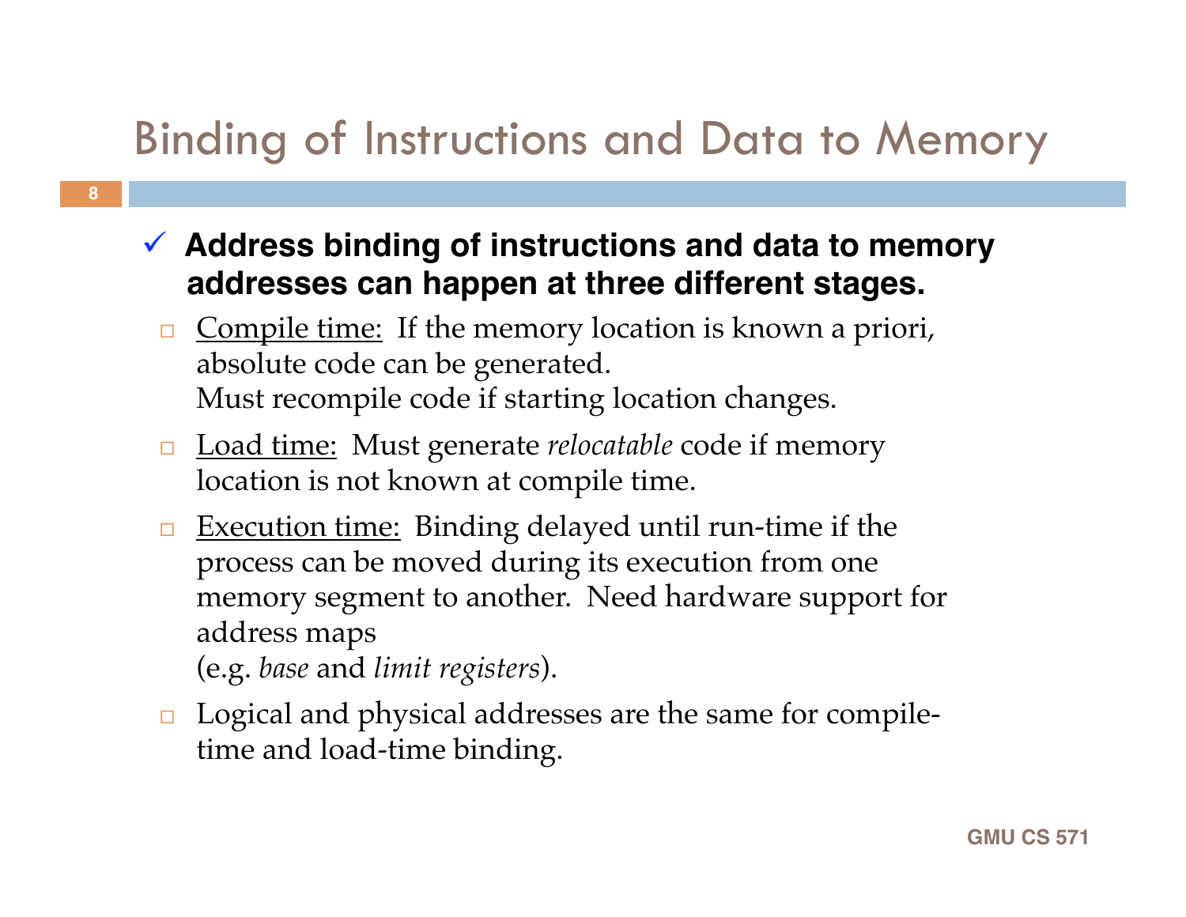# Binding of Instructions and Data to Memory

- **Address binding of instructions and data to memory addresses can happen at three different stages.**
  - Compile time: If the memory location is known a priori, absolute code can be generated.
    Must recompile code if starting location changes.
  - Load time: Must generate *relocatable* code if memory location is not known at compile time.
  - Execution time: Binding delayed until run-time if the process can be moved during its execution from one memory segment to another. Need hardware support for address maps
    (e.g. *base* and *limit registers*).
  - Logical and physical addresses are the same for compile-time and load-time binding.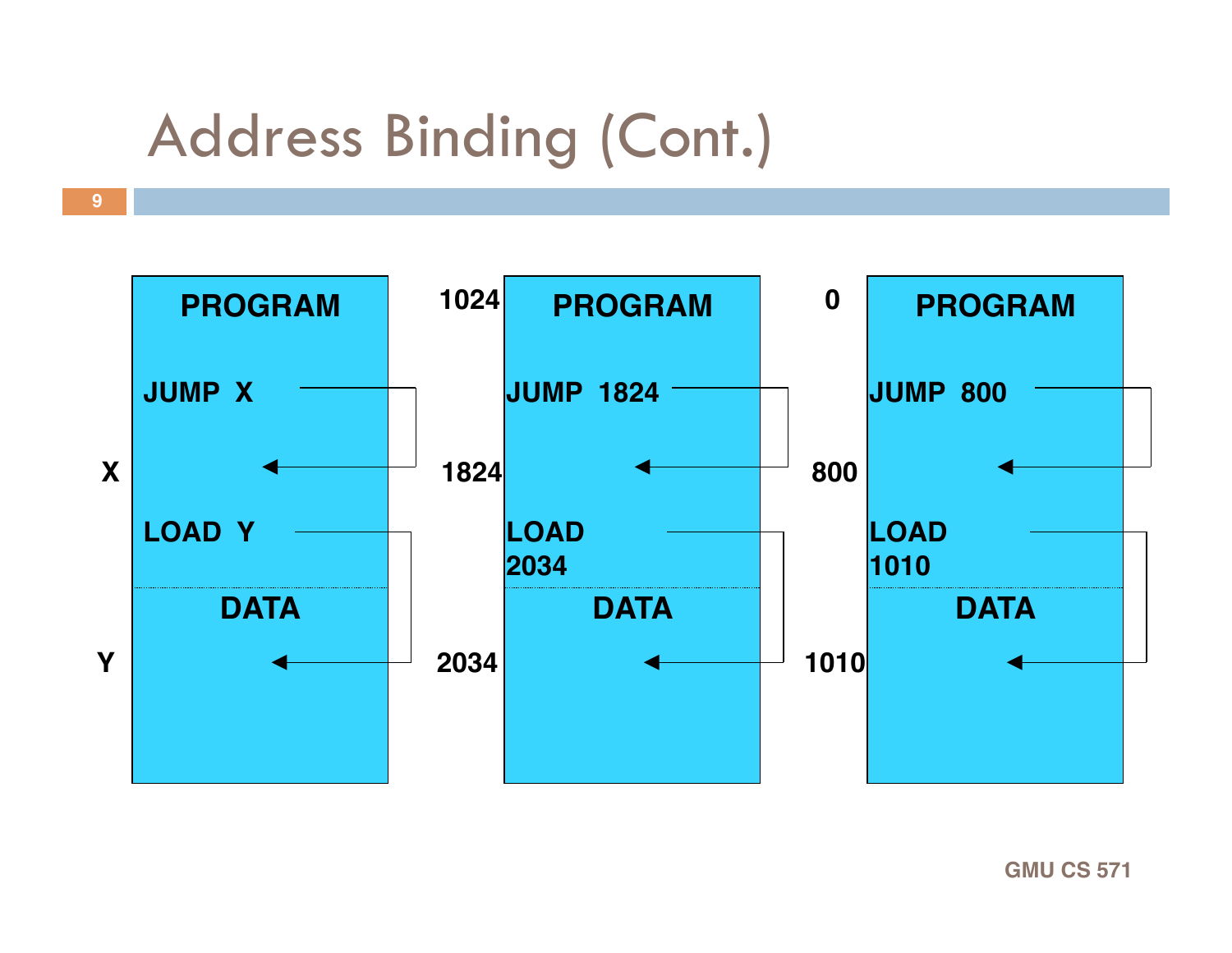# Address Binding (Cont.)

| | PROGRAM | | PROGRAM | | PROGRAM |
|---|---|---|---|---|---|
| | JUMP X | 1024 | JUMP 1824 | 0 | JUMP 800 |
| X | | 1824 | | 800 | |
| | LOAD Y | | LOAD 2034 | | LOAD 1010 |
| | DATA | | DATA | | DATA |
| Y | | 2034 | | 1010 | |

GMU CS 571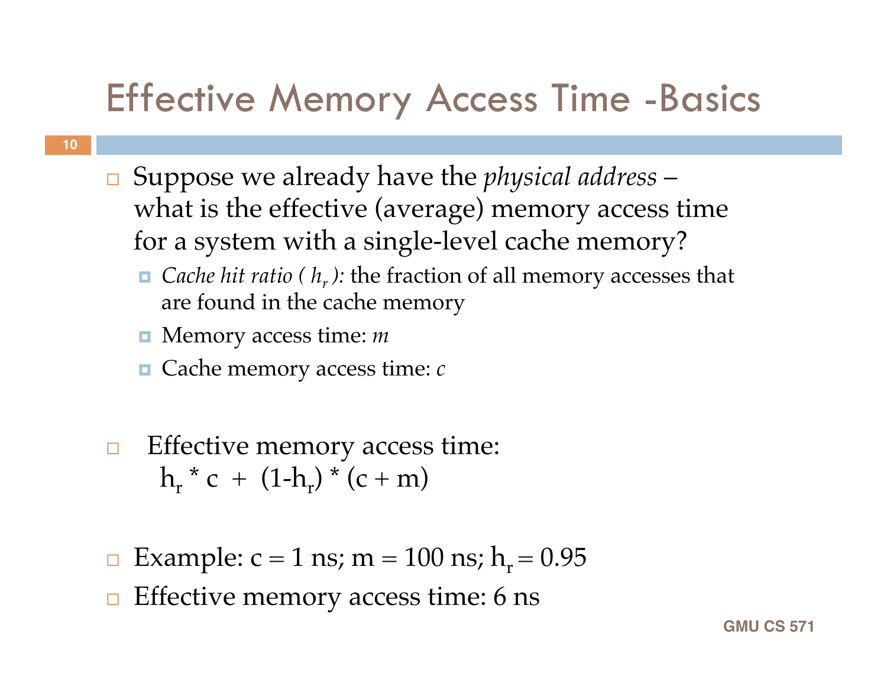# Effective Memory Access Time -Basics

- Suppose we already have the *physical address* – what is the effective (average) memory access time for a system with a single-level cache memory?
  - *Cache hit ratio ( $h_r$ ):* the fraction of all memory accesses that are found in the cache memory
  - Memory access time: $m$
  - Cache memory access time: $c$

- Effective memory access time:
  $h_r * c + (1-h_r) * (c + m)$

- Example: c = 1 ns; m = 100 ns; $h_r = 0.95$
- Effective memory access time: 6 ns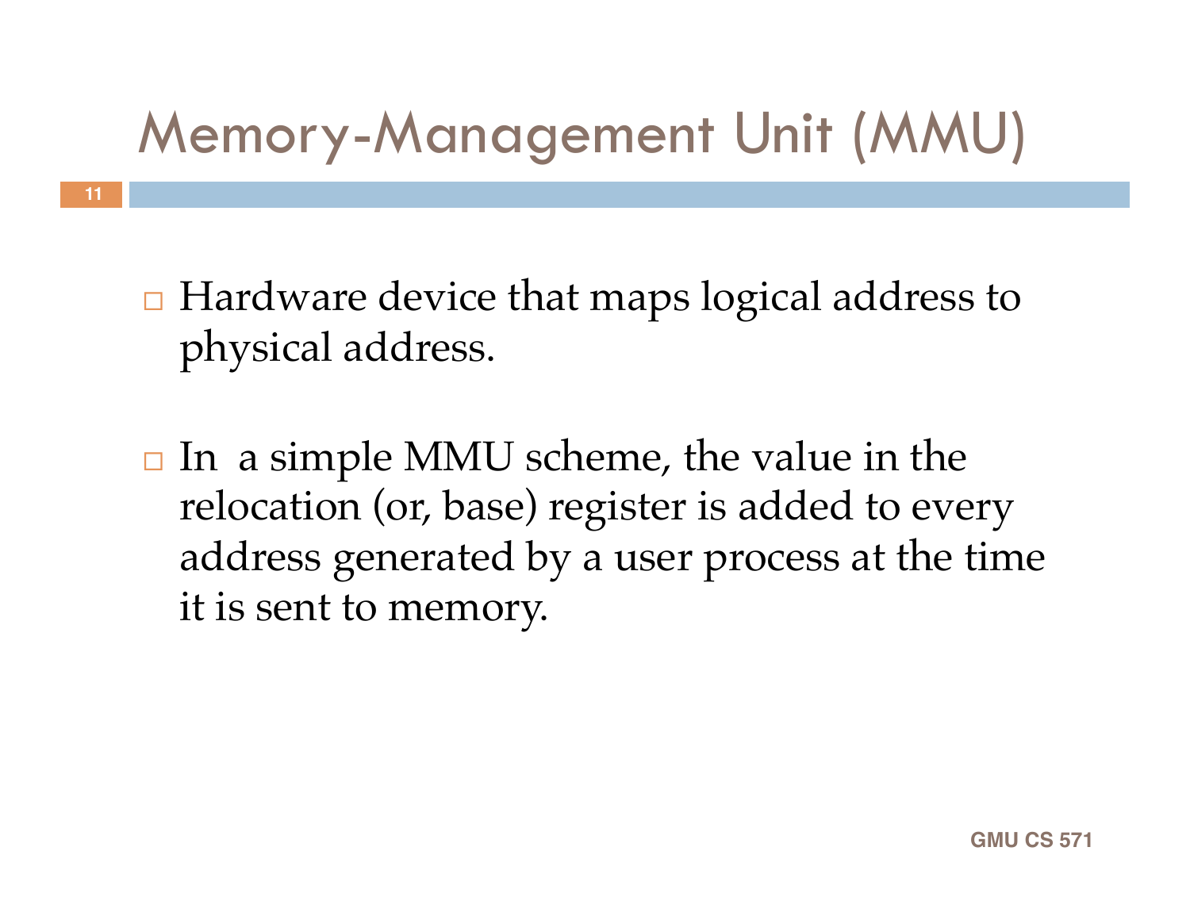# Memory-Management Unit (MMU)

- Hardware device that maps logical address to physical address.
- In a simple MMU scheme, the value in the relocation (or, base) register is added to every address generated by a user process at the time it is sent to memory.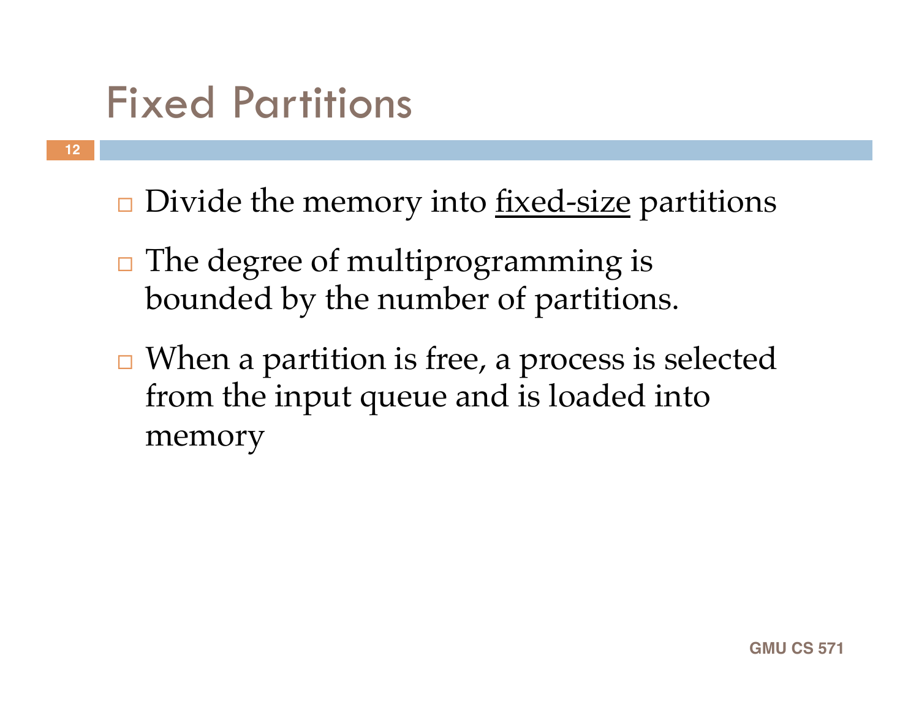# Fixed Partitions

- Divide the memory into <u>fixed-size</u> partitions
- The degree of multiprogramming is bounded by the number of partitions.
- When a partition is free, a process is selected from the input queue and is loaded into memory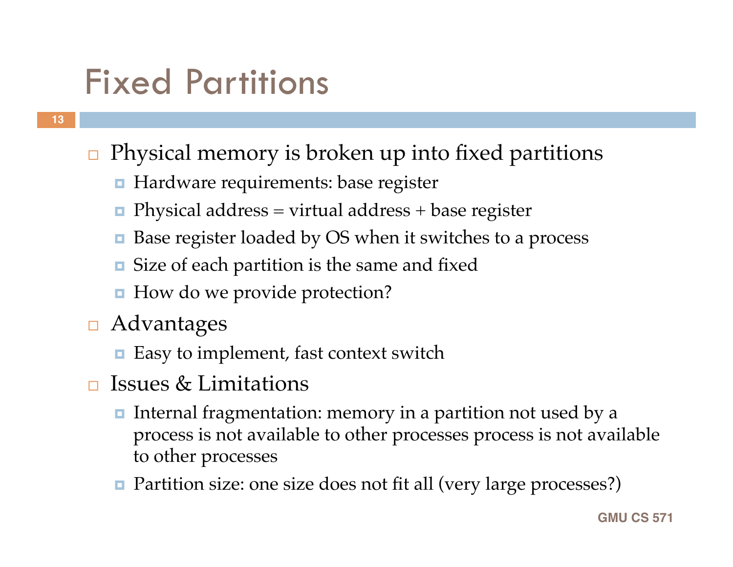# Fixed Partitions

- Physical memory is broken up into fixed partitions
  - Hardware requirements: base register
  - Physical address = virtual address + base register
  - Base register loaded by OS when it switches to a process
  - Size of each partition is the same and fixed
  - How do we provide protection?
- Advantages
  - Easy to implement, fast context switch
- Issues & Limitations
  - Internal fragmentation: memory in a partition not used by a process is not available to other processes process is not available to other processes
  - Partition size: one size does not fit all (very large processes?)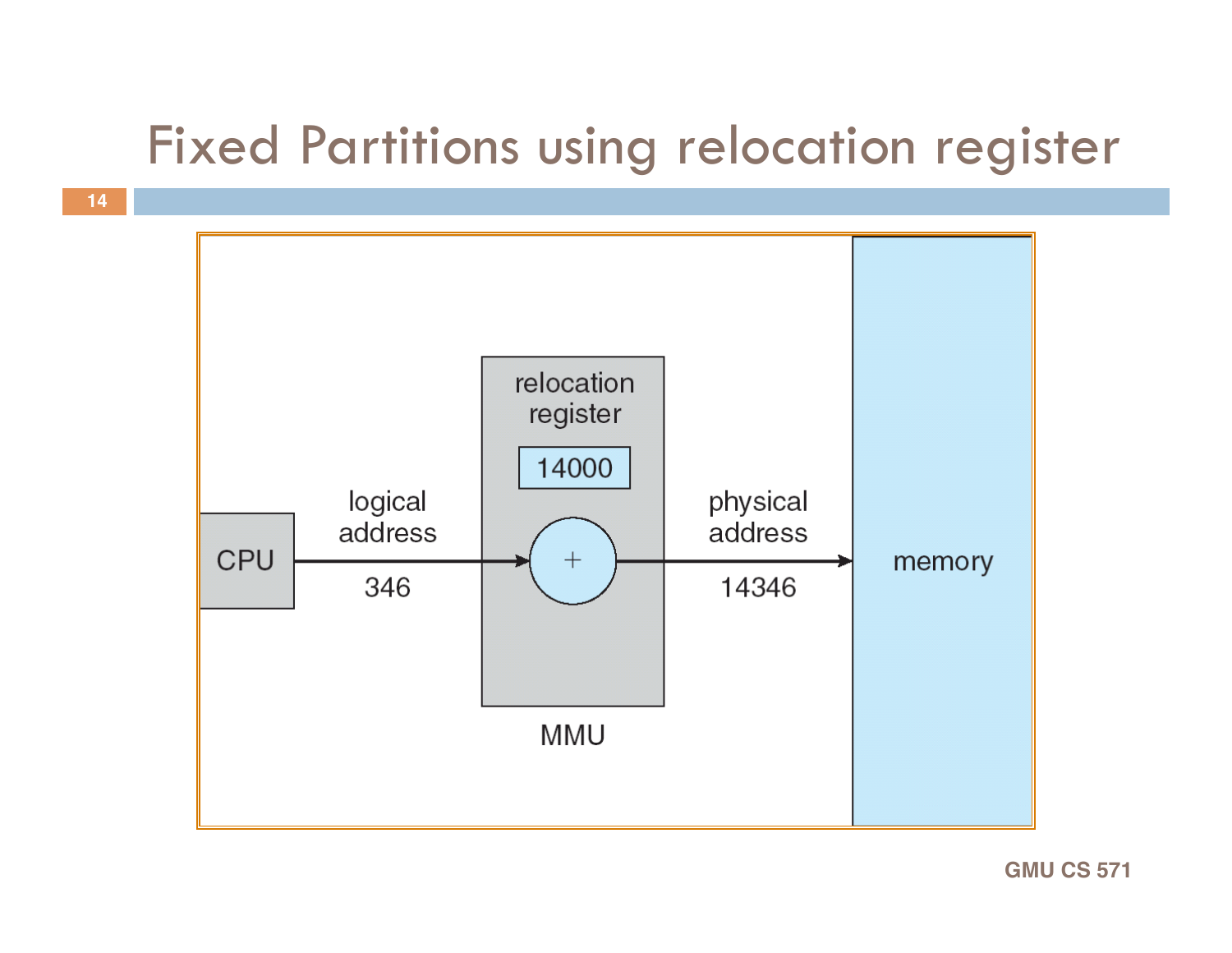# Fixed Partitions using relocation register

CPU → logical address 346 → MMU (relocation register 14000, +) → physical address 14346 → memory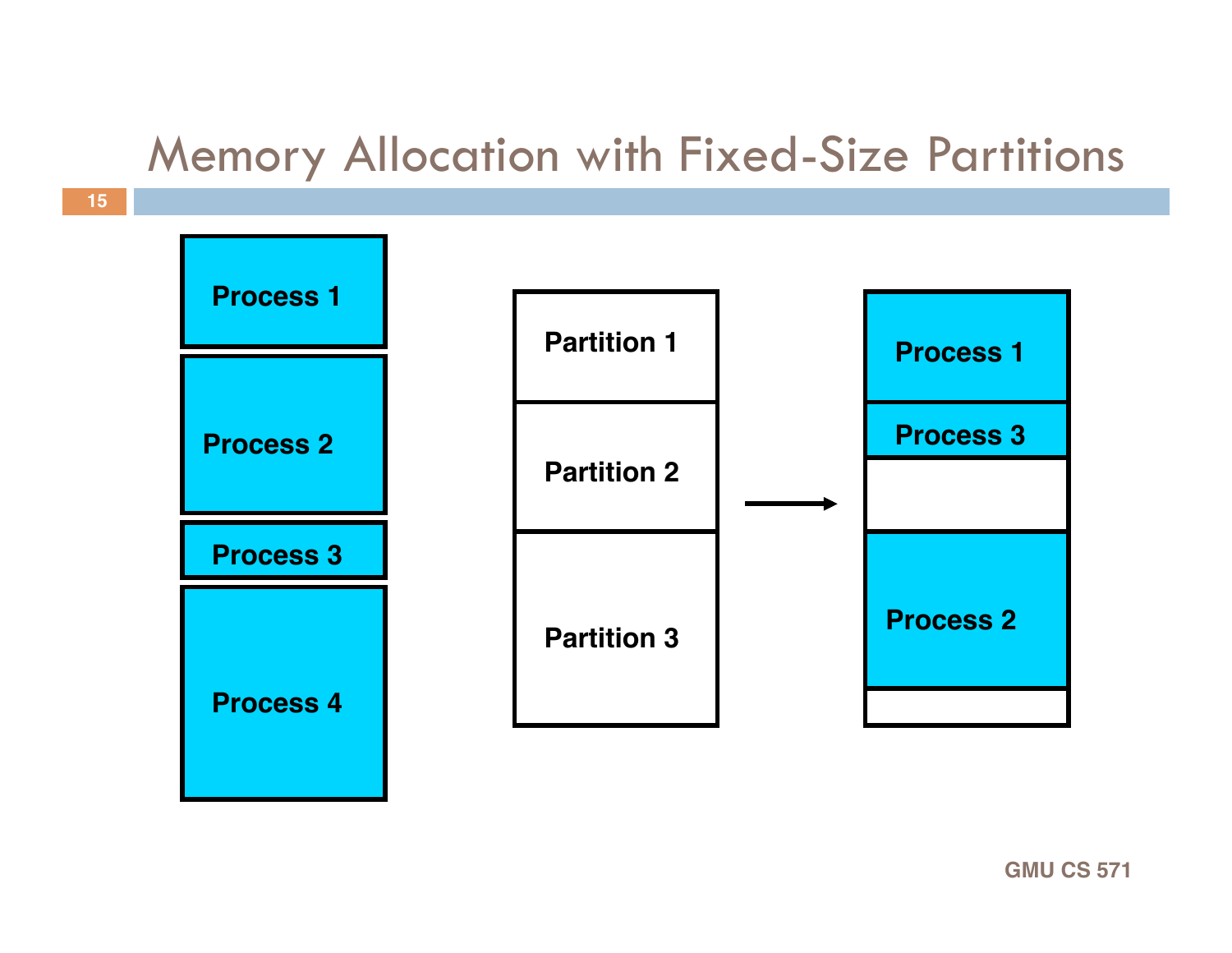# Memory Allocation with Fixed-Size Partitions

Process 1

Process 2

Process 3

Process 4

Partition 1

Partition 2

Partition 3

Process 1

Process 3

Process 2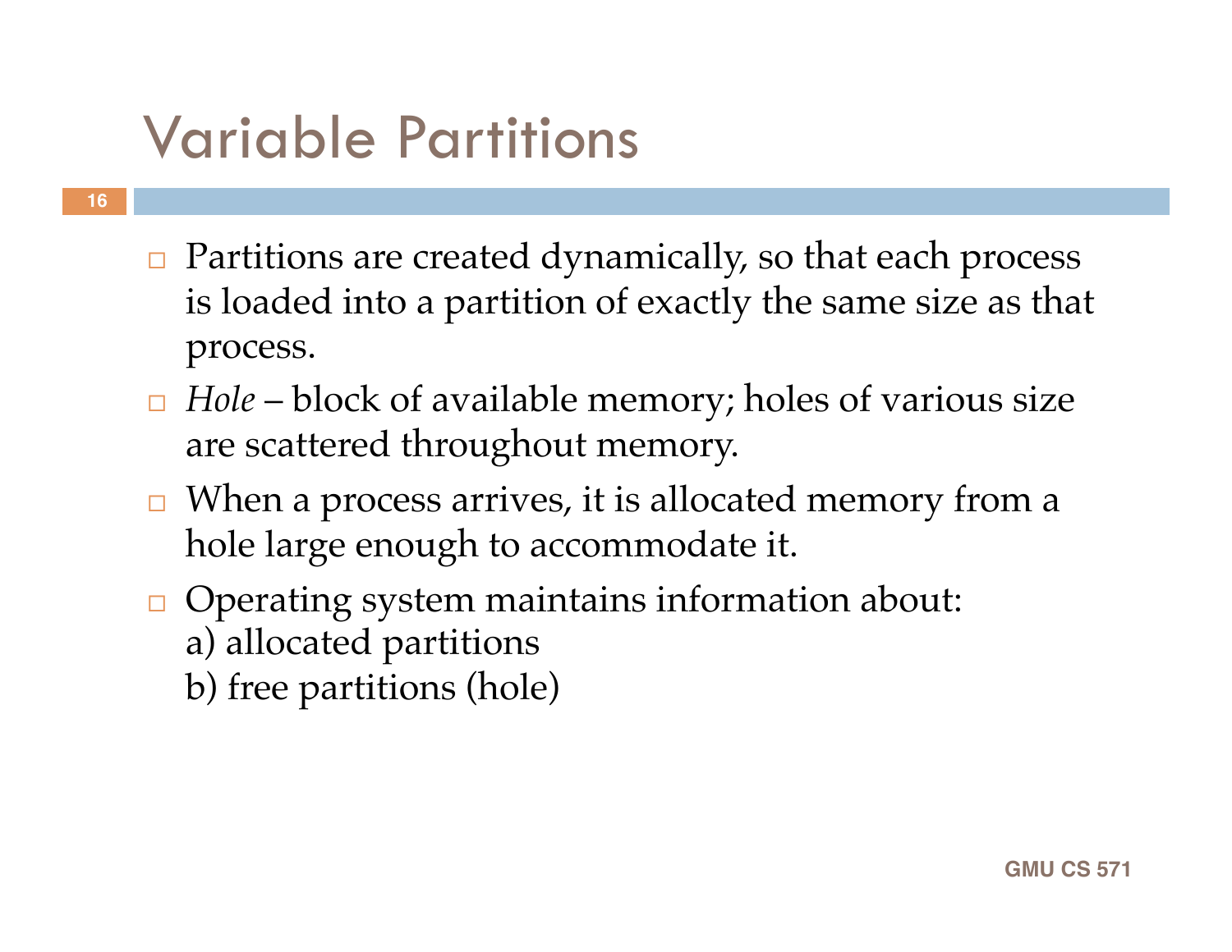# Variable Partitions

- Partitions are created dynamically, so that each process is loaded into a partition of exactly the same size as that process.
- *Hole* – block of available memory; holes of various size are scattered throughout memory.
- When a process arrives, it is allocated memory from a hole large enough to accommodate it.
- Operating system maintains information about:
  a) allocated partitions
  b) free partitions (hole)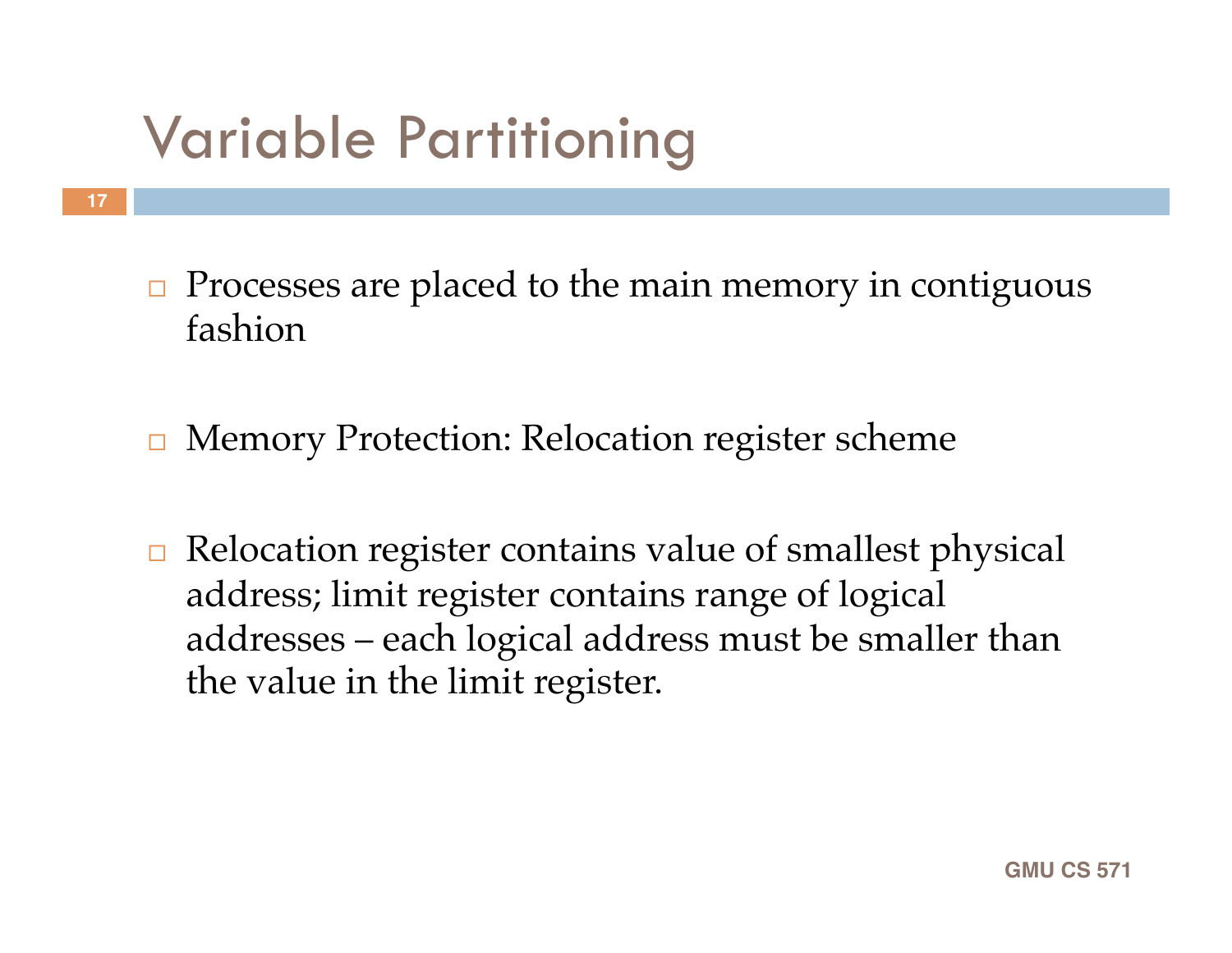# Variable Partitioning

- Processes are placed to the main memory in contiguous fashion

- Memory Protection: Relocation register scheme

- Relocation register contains value of smallest physical address; limit register contains range of logical addresses – each logical address must be smaller than the value in the limit register.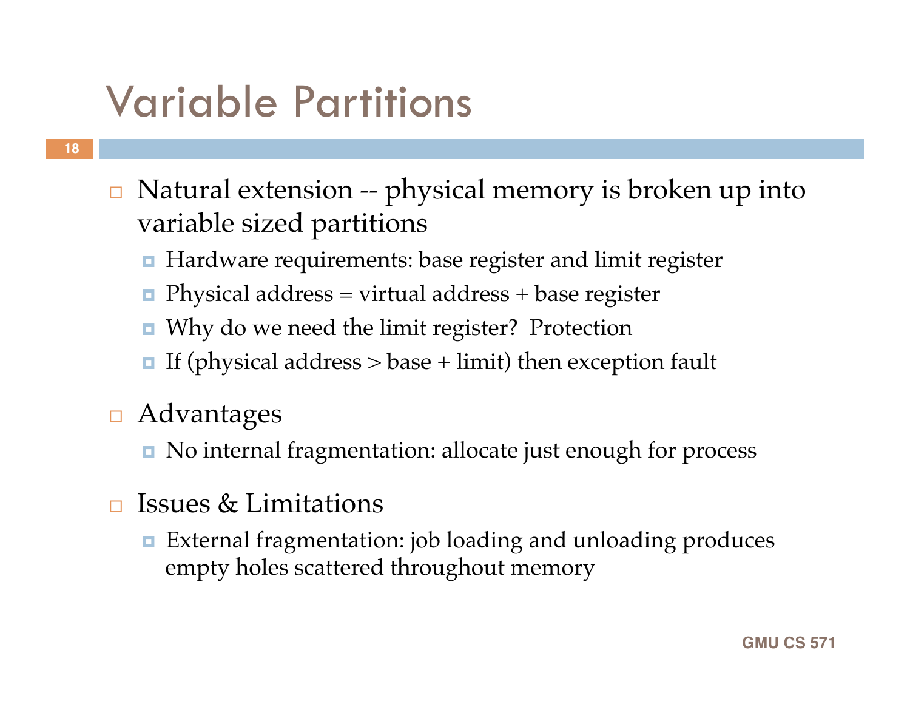# Variable Partitions

- Natural extension -- physical memory is broken up into variable sized partitions
  - Hardware requirements: base register and limit register
  - Physical address = virtual address + base register
  - Why do we need the limit register? Protection
  - If (physical address > base + limit) then exception fault
- Advantages
  - No internal fragmentation: allocate just enough for process
- Issues & Limitations
  - External fragmentation: job loading and unloading produces empty holes scattered throughout memory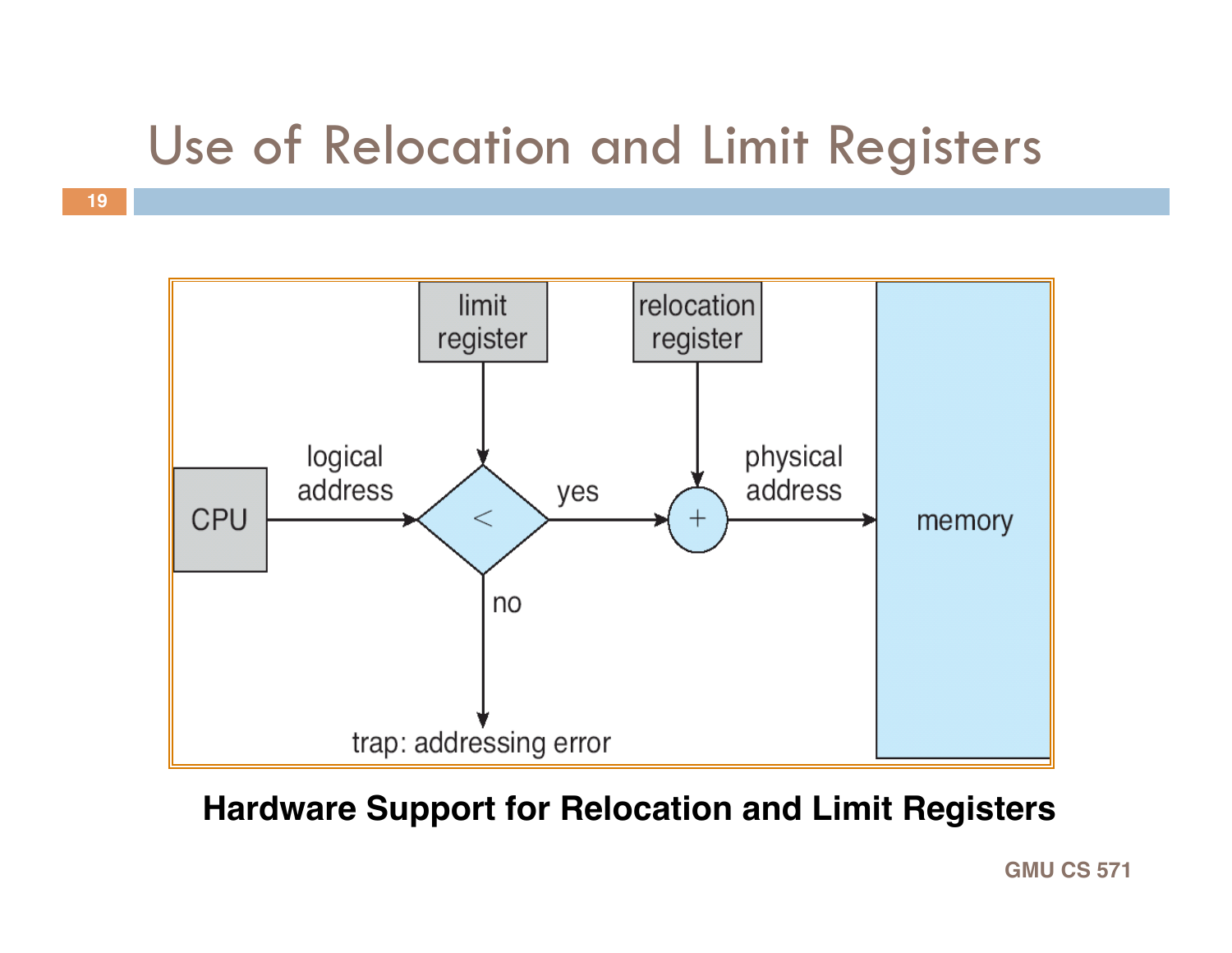# Use of Relocation and Limit Registers

limit register

relocation register

CPU

logical address

<

yes

+

physical address

memory

no

trap: addressing error

**Hardware Support for Relocation and Limit Registers**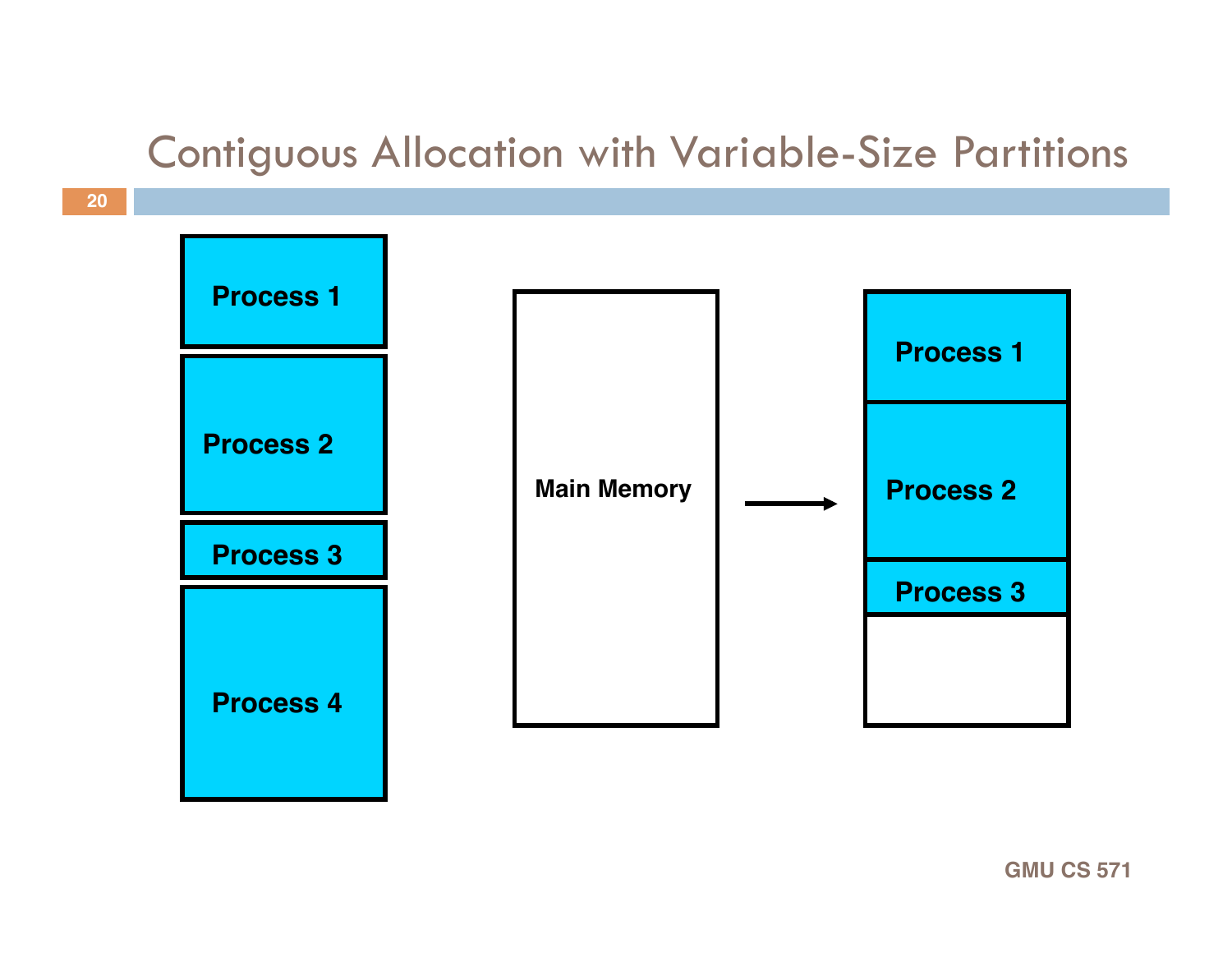# Contiguous Allocation with Variable-Size Partitions

Process 1

Process 2

Process 3

Process 4

Main Memory

Process 1

Process 2

Process 3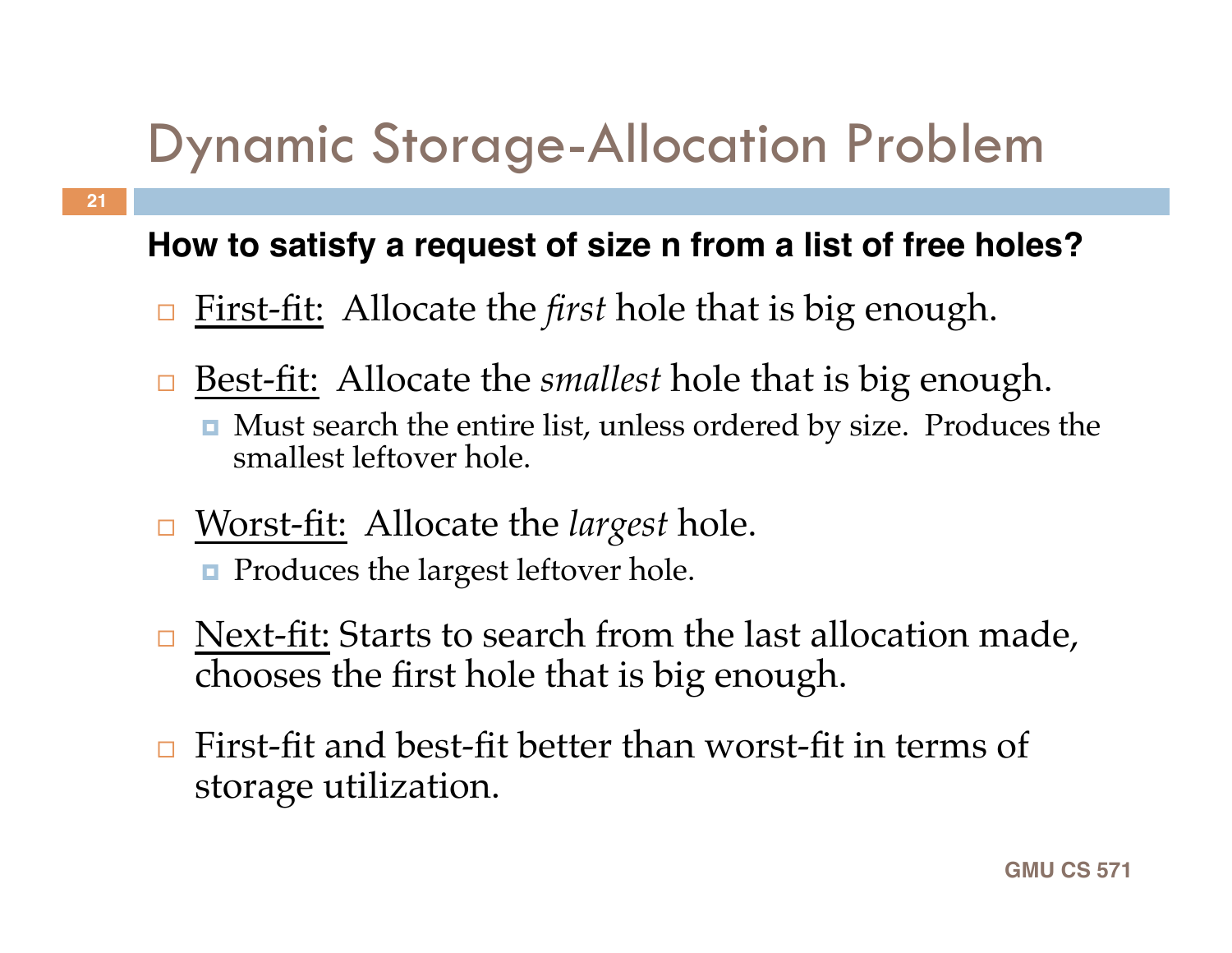# Dynamic Storage-Allocation Problem

**How to satisfy a request of size n from a list of free holes?**

- First-fit: Allocate the *first* hole that is big enough.
- Best-fit: Allocate the *smallest* hole that is big enough.
  - Must search the entire list, unless ordered by size. Produces the smallest leftover hole.
- Worst-fit: Allocate the *largest* hole.
  - Produces the largest leftover hole.
- Next-fit: Starts to search from the last allocation made, chooses the first hole that is big enough.
- First-fit and best-fit better than worst-fit in terms of storage utilization.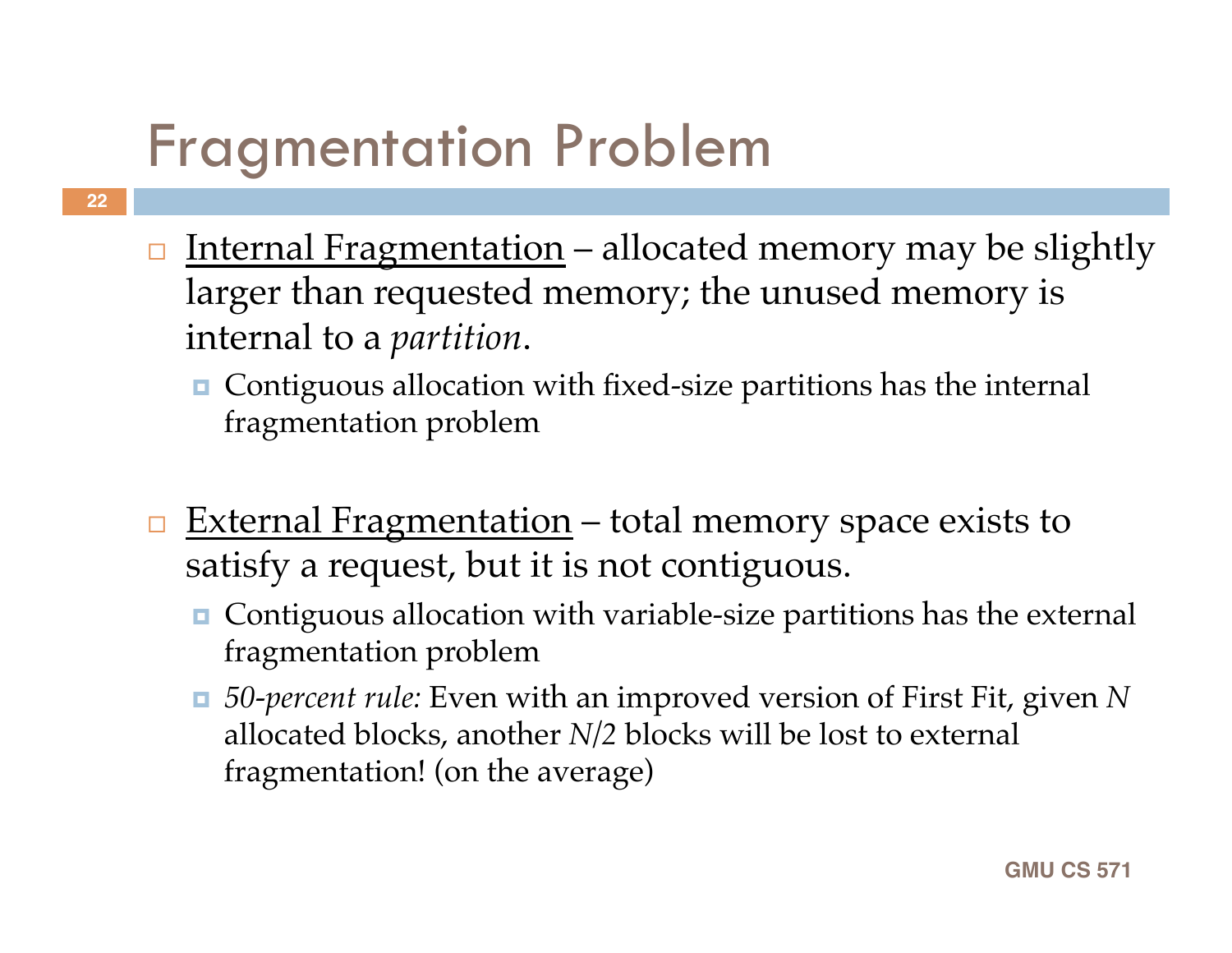# Fragmentation Problem

- <u>Internal Fragmentation</u> – allocated memory may be slightly larger than requested memory; the unused memory is internal to a *partition*.
  - Contiguous allocation with fixed-size partitions has the internal fragmentation problem

- <u>External Fragmentation</u> – total memory space exists to satisfy a request, but it is not contiguous.
  - Contiguous allocation with variable-size partitions has the external fragmentation problem
  - *50-percent rule:* Even with an improved version of First Fit, given $N$ allocated blocks, another $N/2$ blocks will be lost to external fragmentation! (on the average)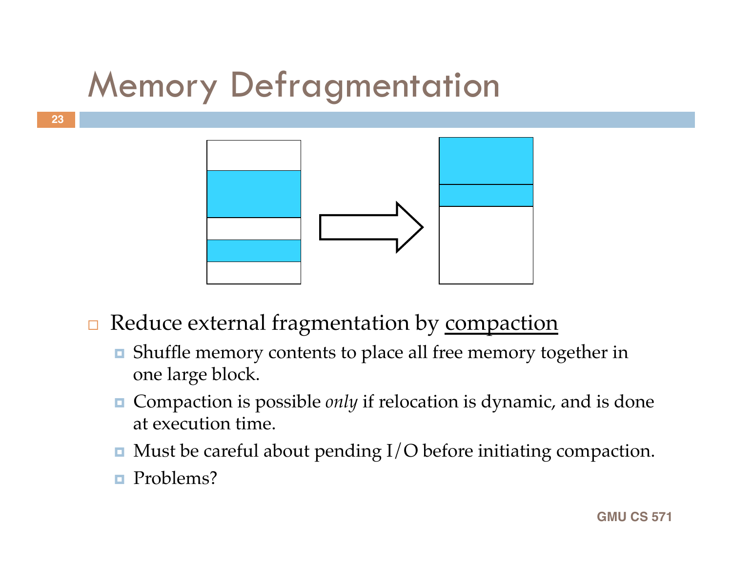# Memory Defragmentation

- Reduce external fragmentation by <u>compaction</u>
  - Shuffle memory contents to place all free memory together in one large block.
  - Compaction is possible *only* if relocation is dynamic, and is done at execution time.
  - Must be careful about pending I/O before initiating compaction.
  - Problems?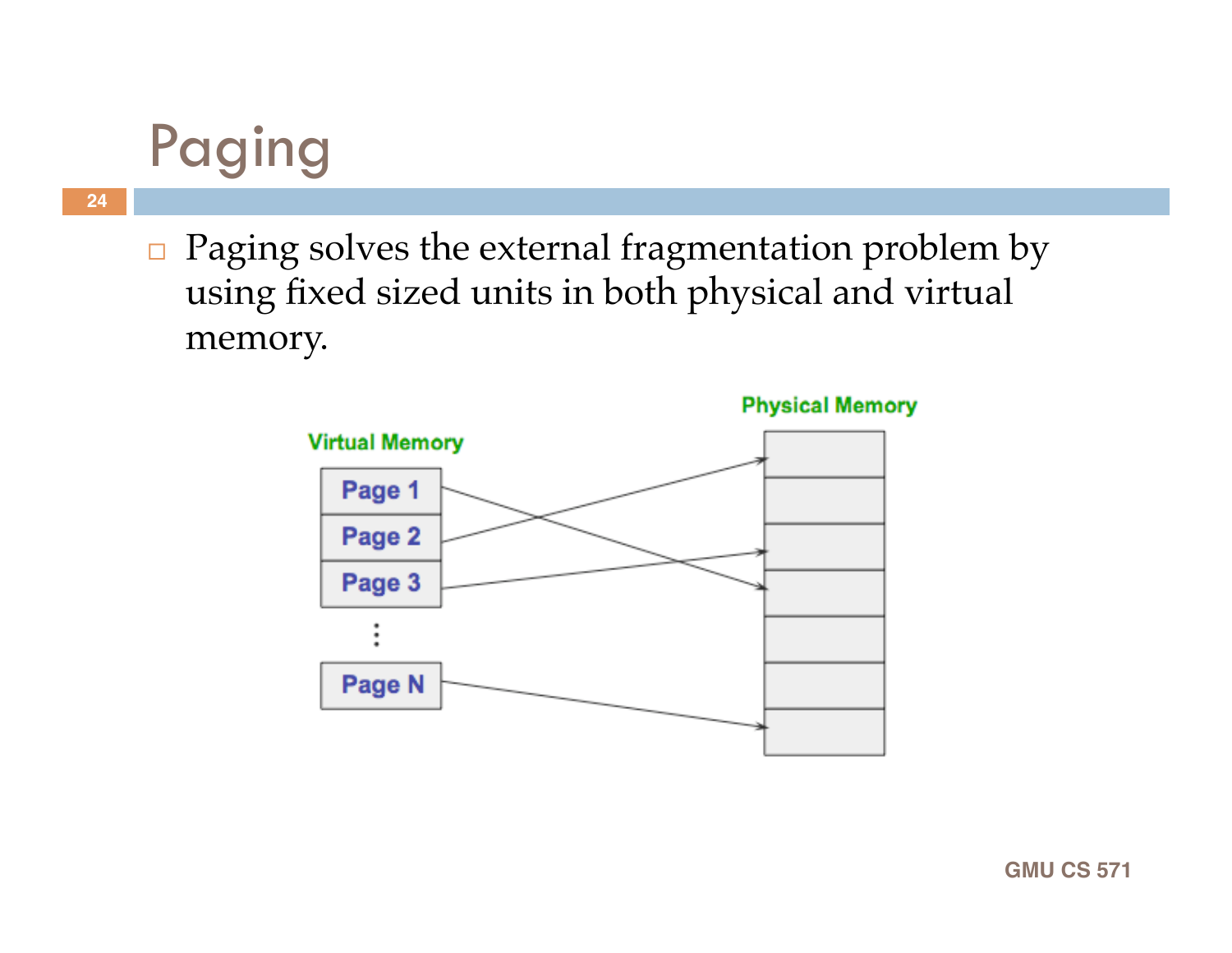# Paging

- Paging solves the external fragmentation problem by using fixed sized units in both physical and virtual memory.

Virtual Memory

Page 1

Page 2

Page 3

⋮

Page N

Physical Memory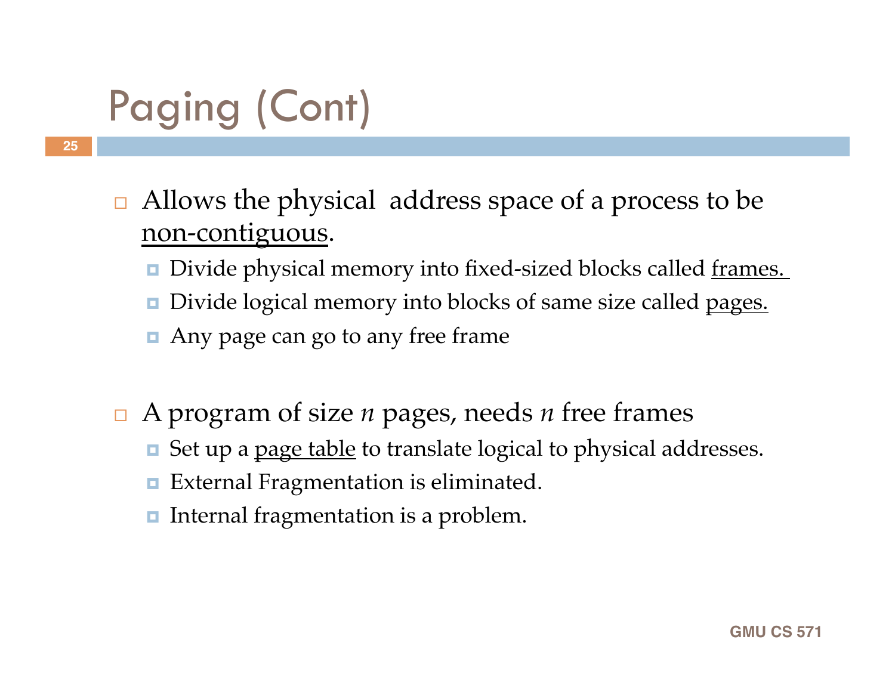# Paging (Cont)

- Allows the physical address space of a process to be <u>non-contiguous</u>.
  - Divide physical memory into fixed-sized blocks called <u>frames.</u>
  - Divide logical memory into blocks of same size called <u>pages.</u>
  - Any page can go to any free frame

- A program of size *n* pages, needs *n* free frames
  - Set up a <u>page table</u> to translate logical to physical addresses.
  - External Fragmentation is eliminated.
  - Internal fragmentation is a problem.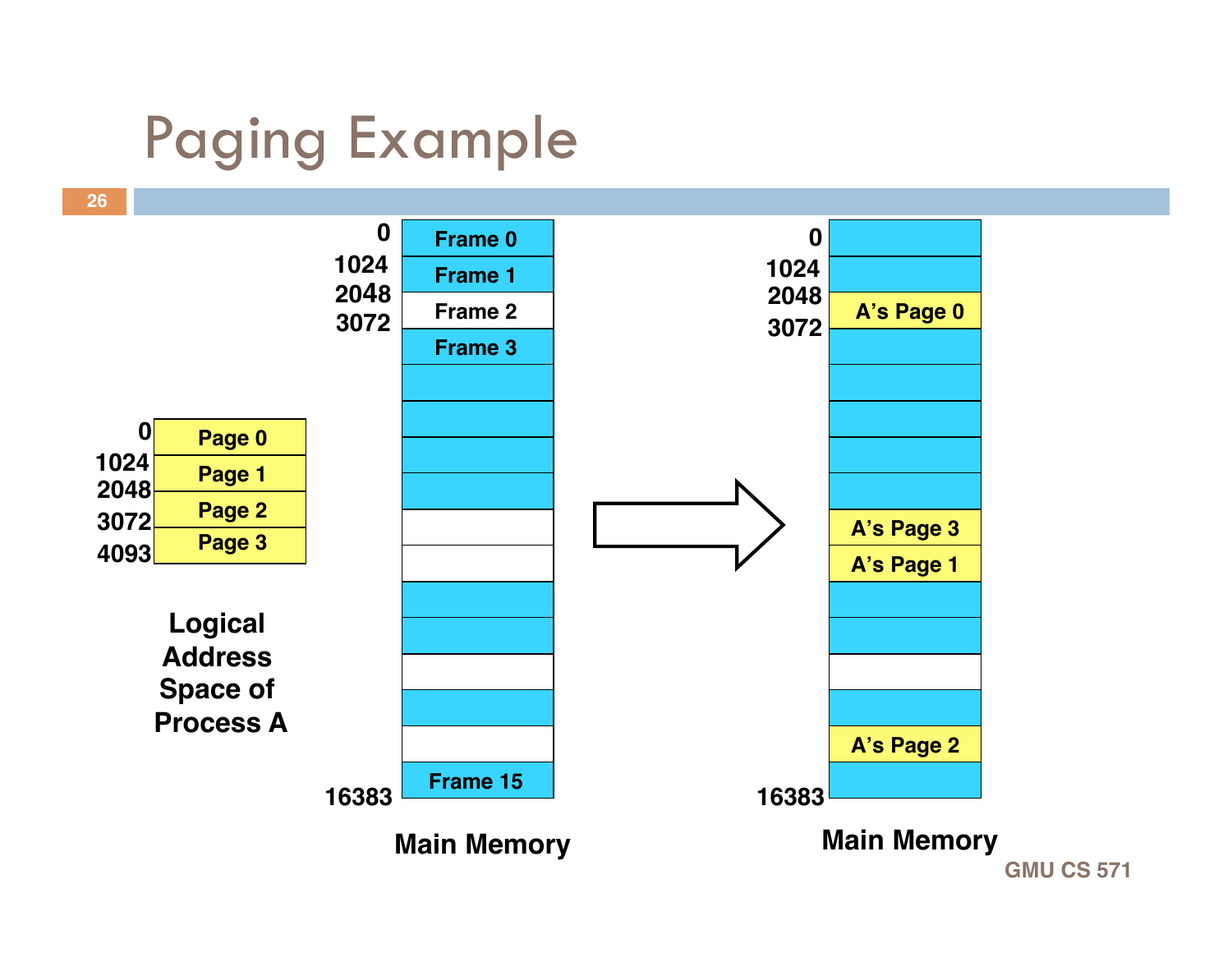# Paging Example

**Logical Address Space of Process A**

| Address | Page |
|---|---|
| 0 | Page 0 |
| 1024 | Page 1 |
| 2048 | Page 2 |
| 3072 | Page 3 |
| 4093 | |

**Main Memory** (before)

- 0: Frame 0
- 1024: Frame 1
- 2048: Frame 2
- 3072: Frame 3
- …
- 16383: Frame 15

**Main Memory** (after)

- 0
- 1024
- 2048: A's Page 0
- 3072
- A's Page 3
- A's Page 1
- A's Page 2
- 16383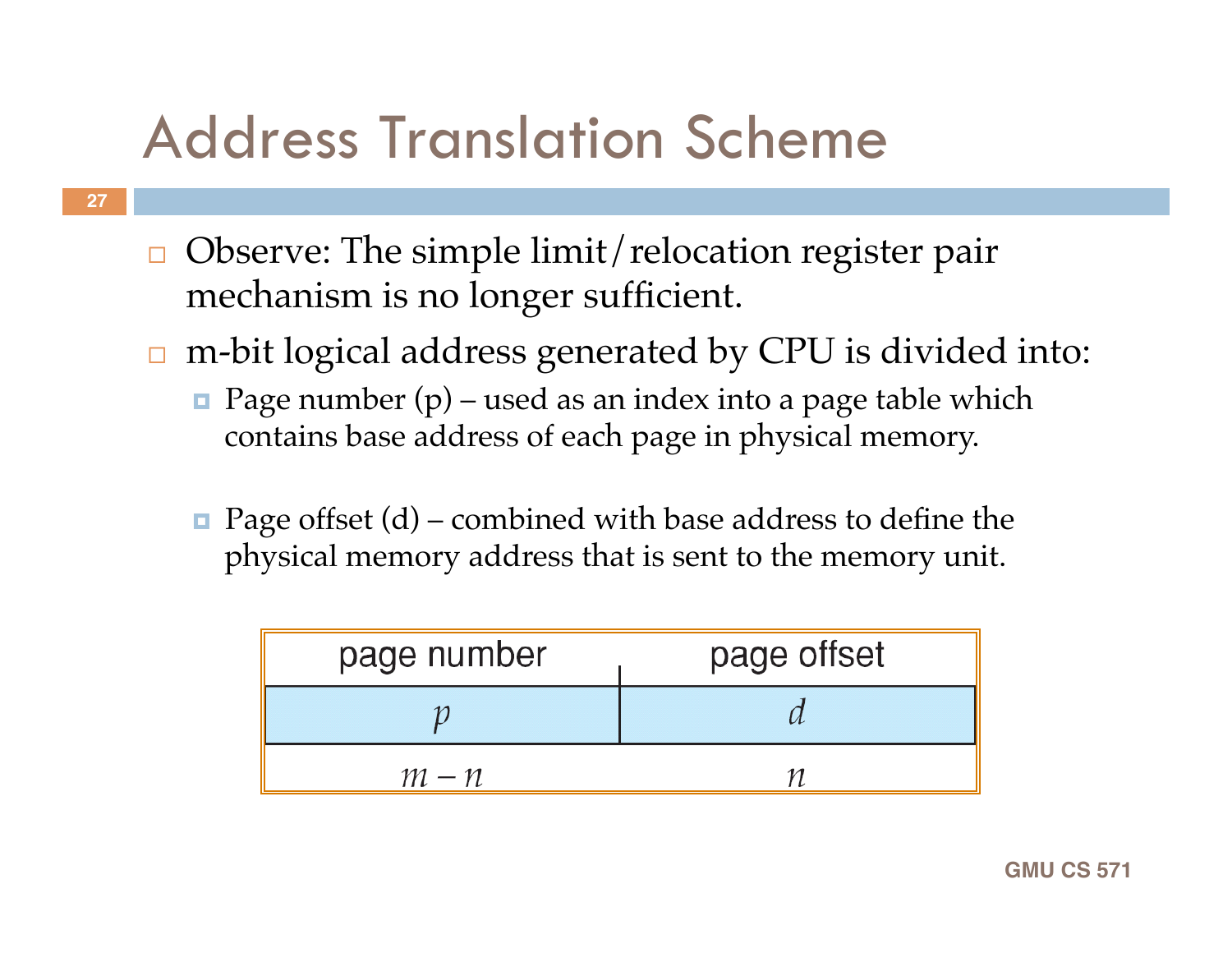# Address Translation Scheme

- Observe: The simple limit/relocation register pair mechanism is no longer sufficient.
- m-bit logical address generated by CPU is divided into:
  - Page number (p) – used as an index into a page table which contains base address of each page in physical memory.
  - Page offset (d) – combined with base address to define the physical memory address that is sent to the memory unit.

| page number | page offset |
| --- | --- |
| $p$ | $d$ |
| $m - n$ | $n$ |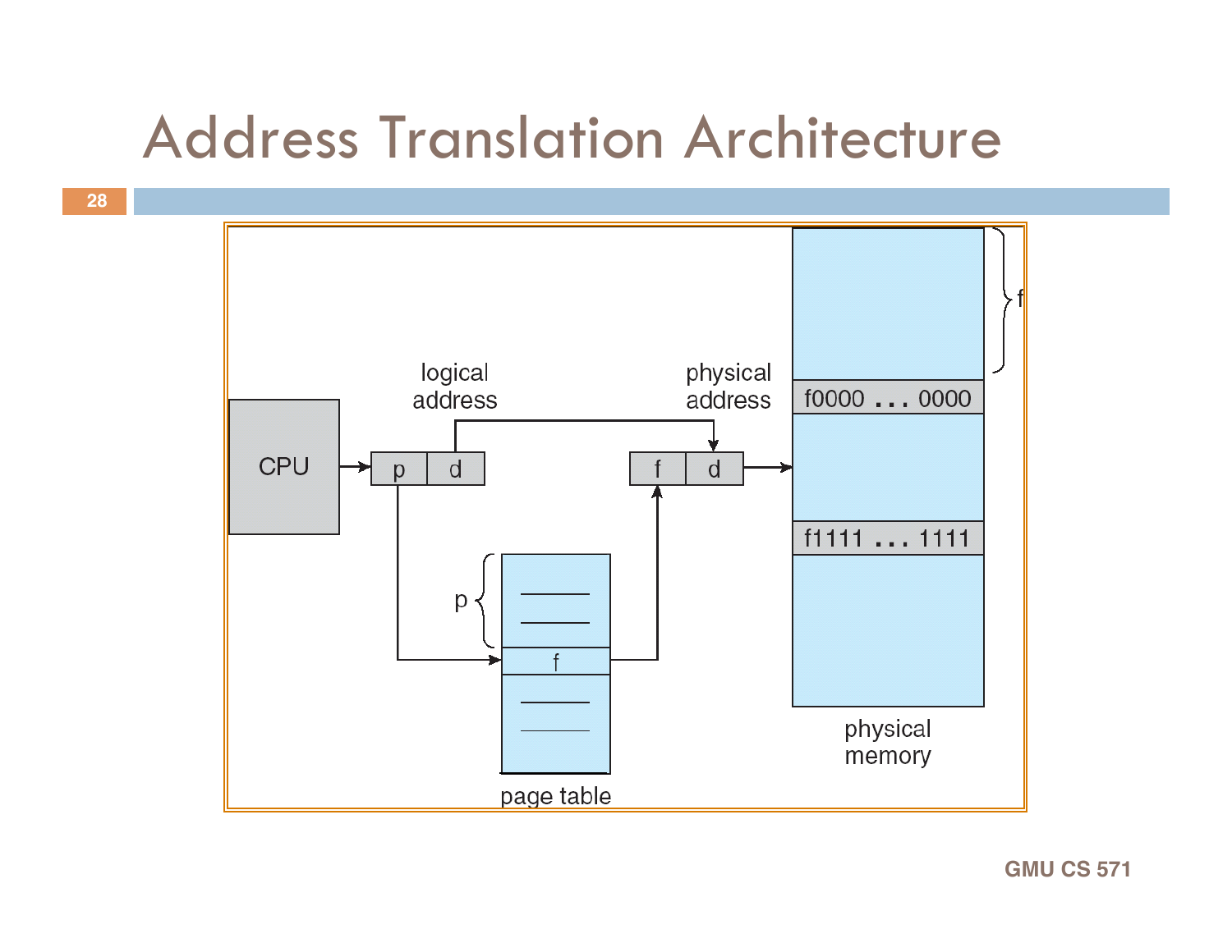# Address Translation Architecture

CPU

logical address

p | d

physical address

f | d

page table

p

f

f0000 … 0000

f1111 … 1111

f

physical memory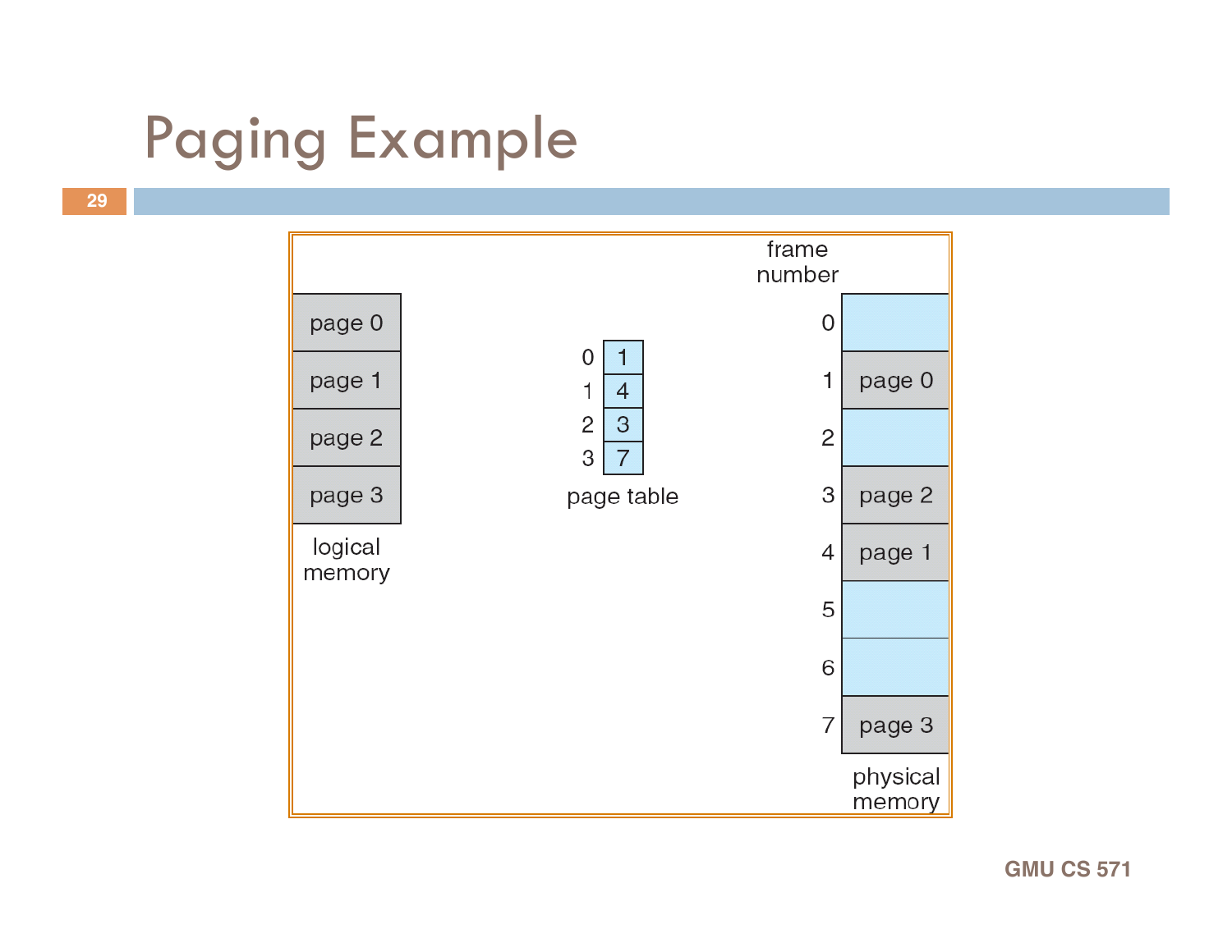# Paging Example

page 0

page 1

page 2

page 3

logical memory

| | |
|---|---|
| 0 | 1 |
| 1 | 4 |
| 2 | 3 |
| 3 | 7 |

page table

| frame number | |
|---|---|
| 0 | |
| 1 | page 0 |
| 2 | |
| 3 | page 2 |
| 4 | page 1 |
| 5 | |
| 6 | |
| 7 | page 3 |

physical memory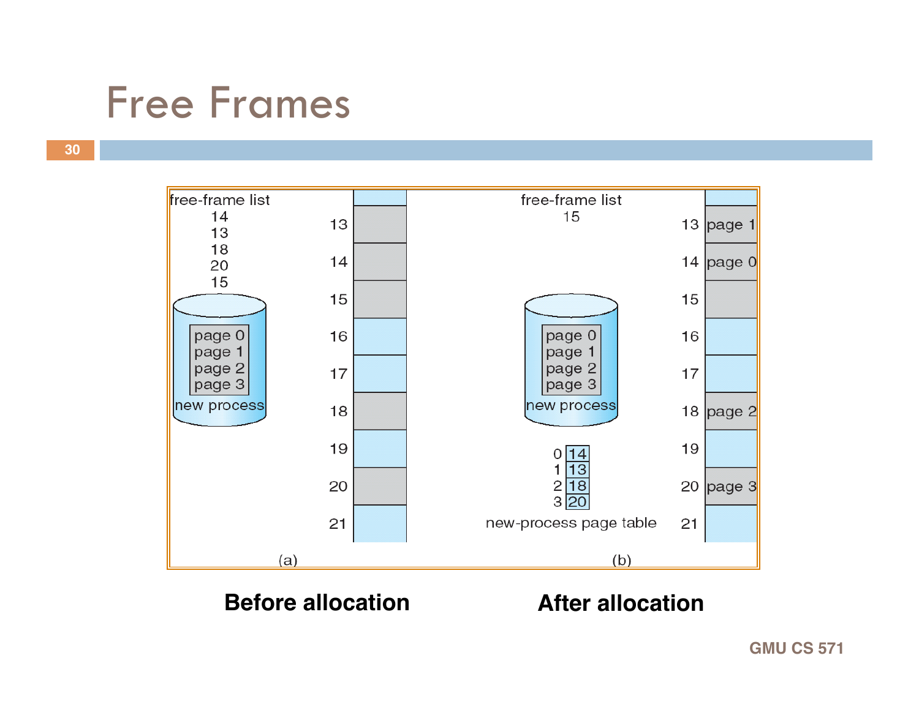# Free Frames

(a)

free-frame list
14
13
18
20
15

page 0
page 1
page 2
page 3
new process

13
14
15
16
17
18
19
20
21

(b)

free-frame list
15

page 0
page 1
page 2
page 3
new process

| | |
|---|---|
| 0 | 14 |
| 1 | 13 |
| 2 | 18 |
| 3 | 20 |

new-process page table

13 page 1
14 page 0
15
16
17
18 page 2
19
20 page 3
21

**Before allocation** **After allocation**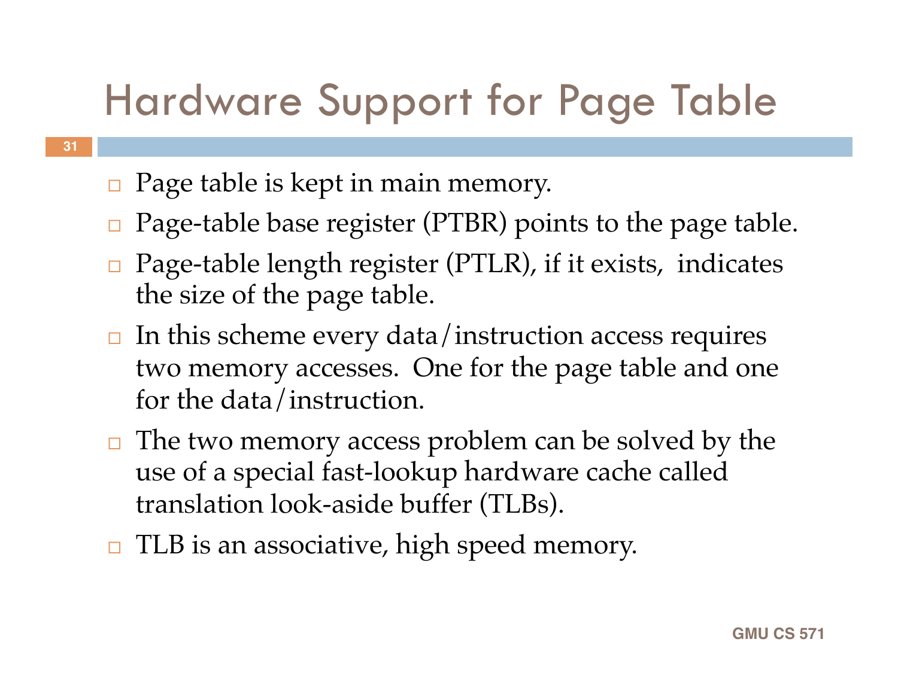# Hardware Support for Page Table

- Page table is kept in main memory.
- Page-table base register (PTBR) points to the page table.
- Page-table length register (PTLR), if it exists, indicates the size of the page table.
- In this scheme every data/instruction access requires two memory accesses. One for the page table and one for the data/instruction.
- The two memory access problem can be solved by the use of a special fast-lookup hardware cache called translation look-aside buffer (TLBs).
- TLB is an associative, high speed memory.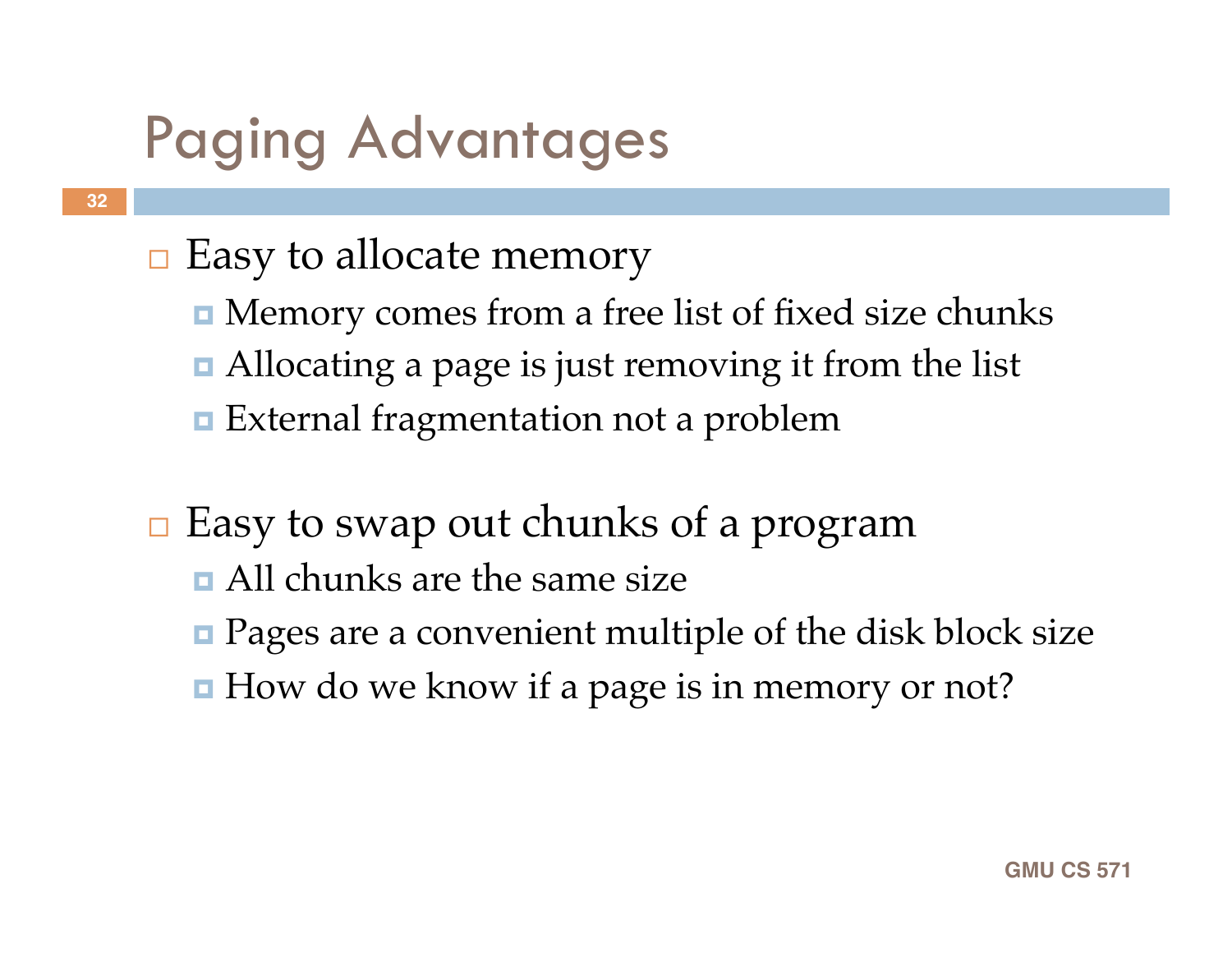# Paging Advantages

- Easy to allocate memory
  - Memory comes from a free list of fixed size chunks
  - Allocating a page is just removing it from the list
  - External fragmentation not a problem

- Easy to swap out chunks of a program
  - All chunks are the same size
  - Pages are a convenient multiple of the disk block size
  - How do we know if a page is in memory or not?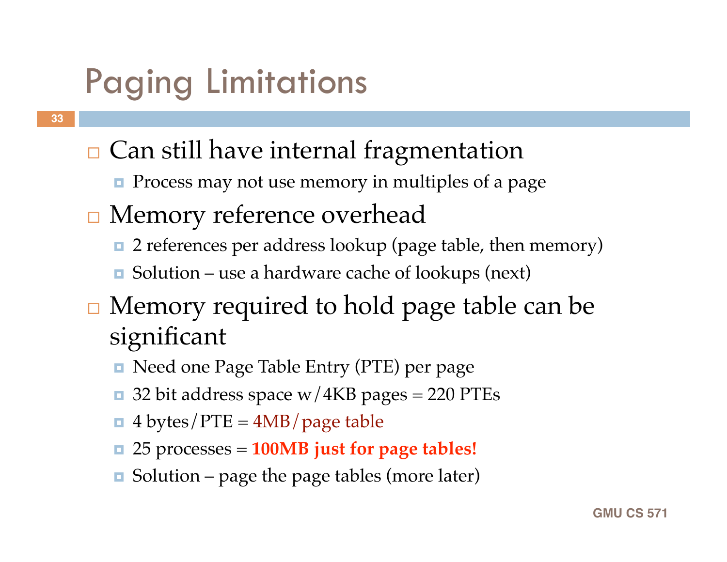# Paging Limitations

- Can still have internal fragmentation
  - Process may not use memory in multiples of a page
- Memory reference overhead
  - 2 references per address lookup (page table, then memory)
  - Solution – use a hardware cache of lookups (next)
- Memory required to hold page table can be significant
  - Need one Page Table Entry (PTE) per page
  - 32 bit address space w/4KB pages = 220 PTEs
  - 4 bytes/PTE = 4MB/page table
  - 25 processes = **100MB just for page tables!**
  - Solution – page the page tables (more later)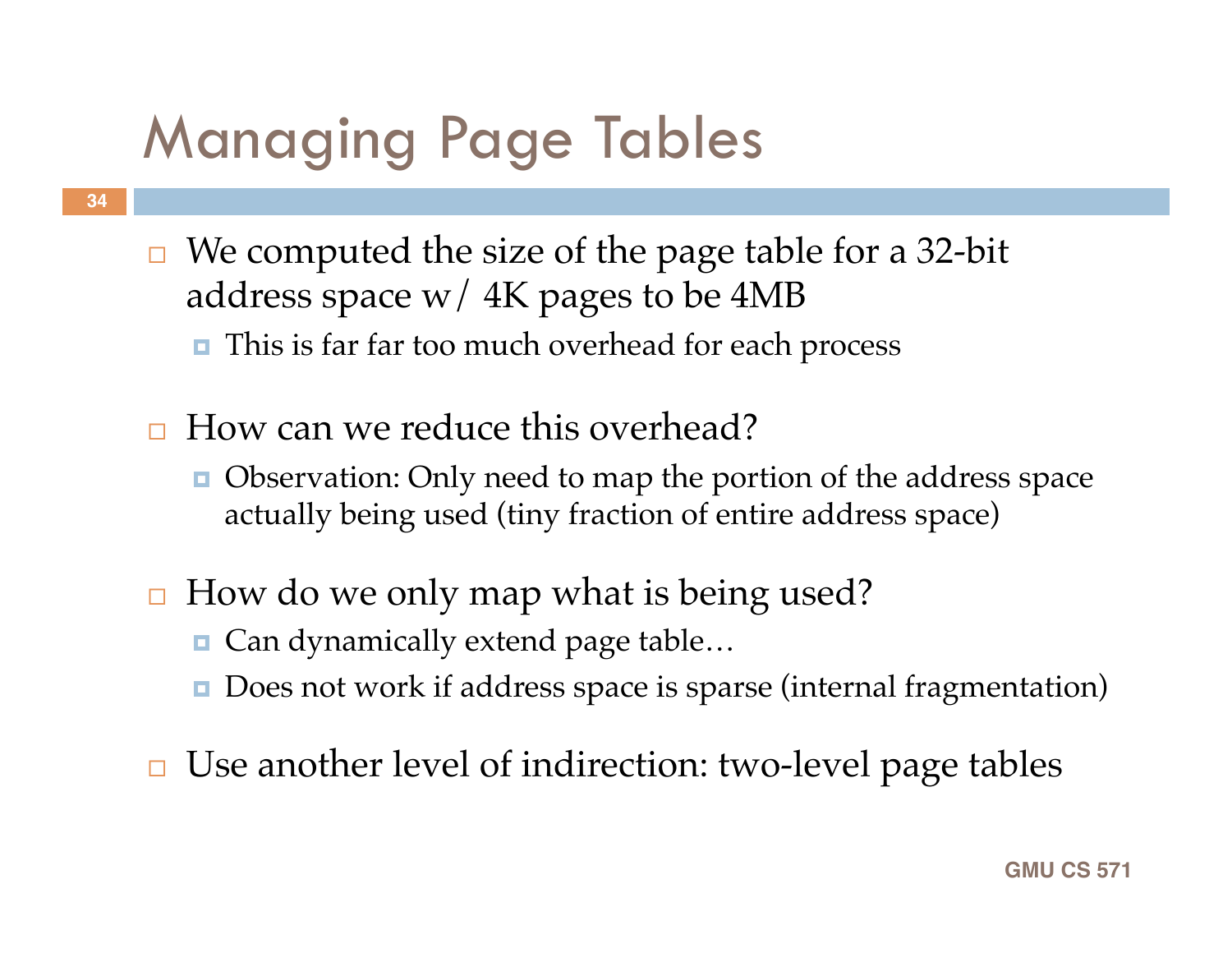# Managing Page Tables

- We computed the size of the page table for a 32-bit address space w/ 4K pages to be 4MB
  - This is far far too much overhead for each process
- How can we reduce this overhead?
  - Observation: Only need to map the portion of the address space actually being used (tiny fraction of entire address space)
- How do we only map what is being used?
  - Can dynamically extend page table…
  - Does not work if address space is sparse (internal fragmentation)
- Use another level of indirection: two-level page tables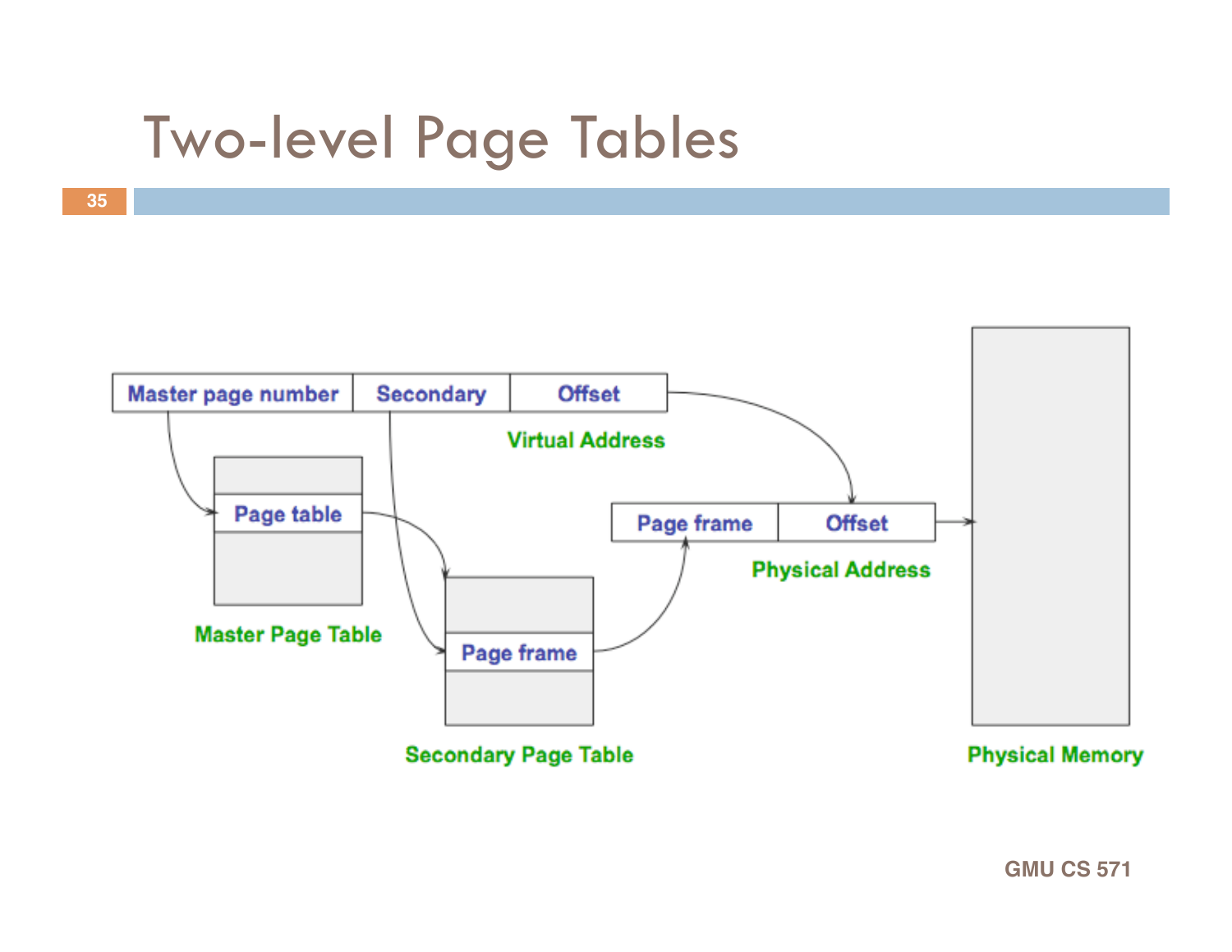# Two-level Page Tables

Master page number | Secondary | Offset

Virtual Address

Page table

Master Page Table

Page frame

Secondary Page Table

Page frame | Offset

Physical Address

Physical Memory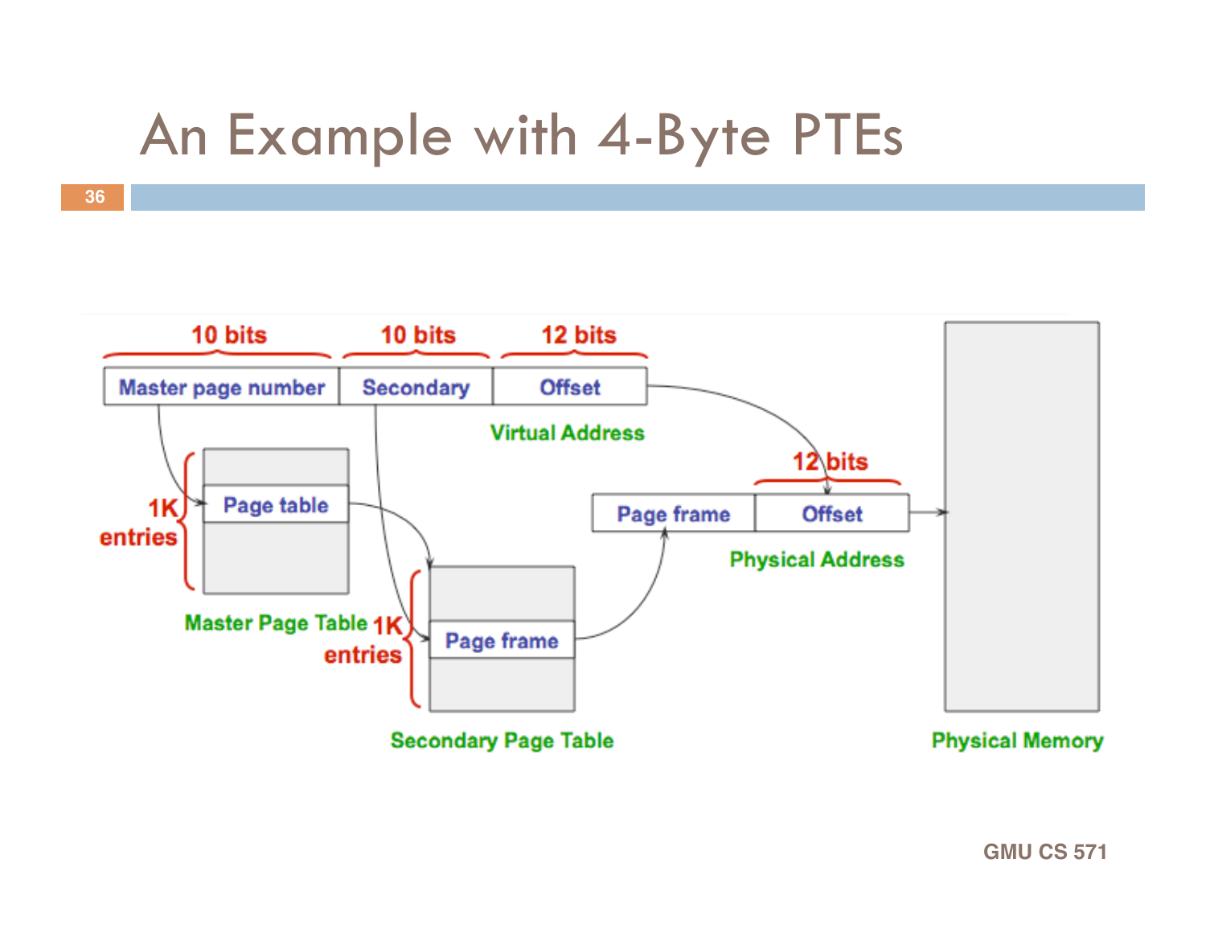# An Example with 4-Byte PTEs

10 bits | 10 bits | 12 bits

Master page number | Secondary | Offset

Virtual Address

1K entries — Page table — Master Page Table

1K entries — Page frame — Secondary Page Table

12 bits

Page frame | Offset

Physical Address

Physical Memory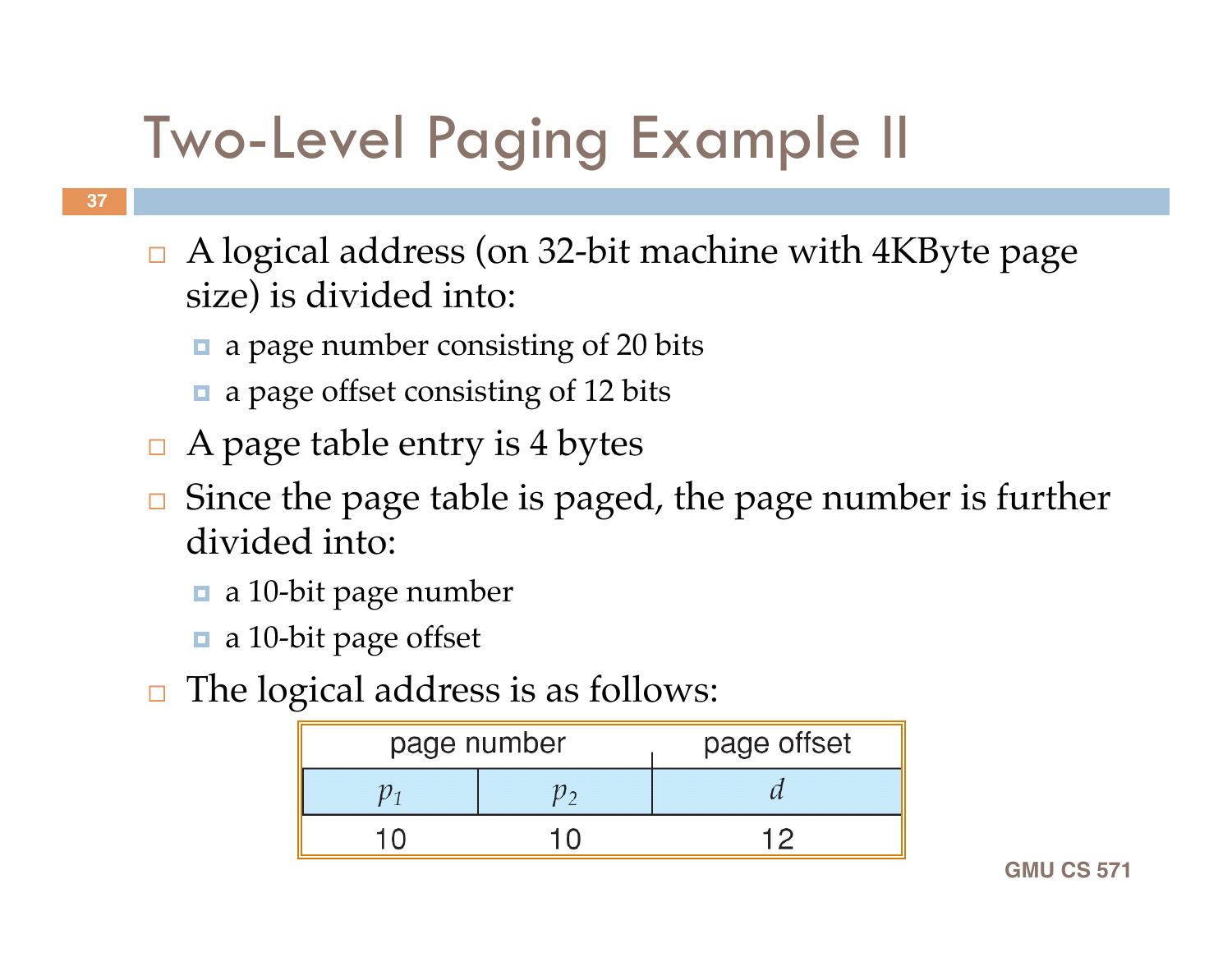# Two-Level Paging Example II

- A logical address (on 32-bit machine with 4KByte page size) is divided into:
  - a page number consisting of 20 bits
  - a page offset consisting of 12 bits
- A page table entry is 4 bytes
- Since the page table is paged, the page number is further divided into:
  - a 10-bit page number
  - a 10-bit page offset
- The logical address is as follows:

| page number | | page offset |
|---|---|---|
| $p_1$ | $p_2$ | $d$ |
| 10 | 10 | 12 |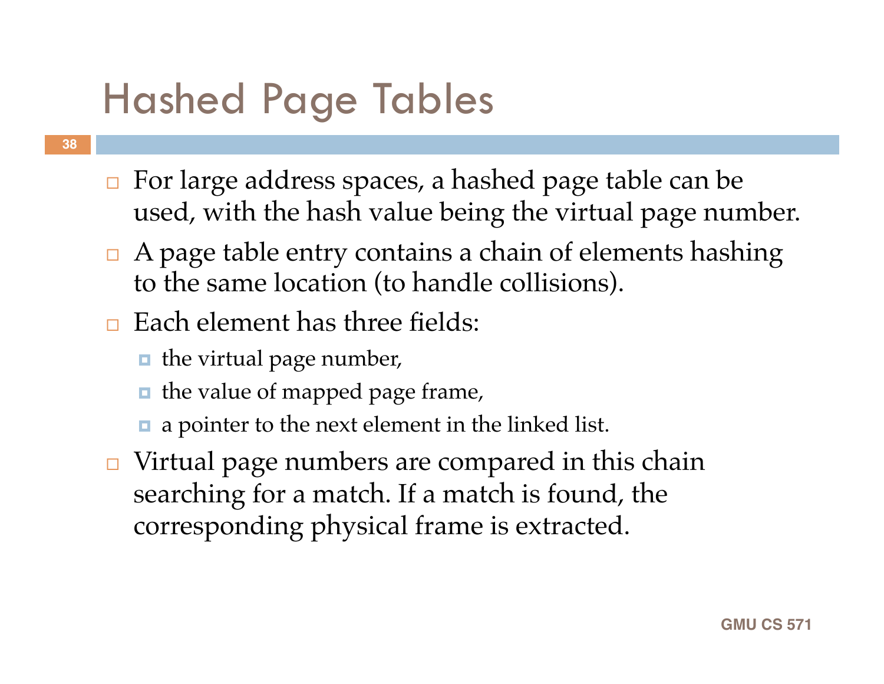# Hashed Page Tables

- For large address spaces, a hashed page table can be used, with the hash value being the virtual page number.
- A page table entry contains a chain of elements hashing to the same location (to handle collisions).
- Each element has three fields:
  - the virtual page number,
  - the value of mapped page frame,
  - a pointer to the next element in the linked list.
- Virtual page numbers are compared in this chain searching for a match. If a match is found, the corresponding physical frame is extracted.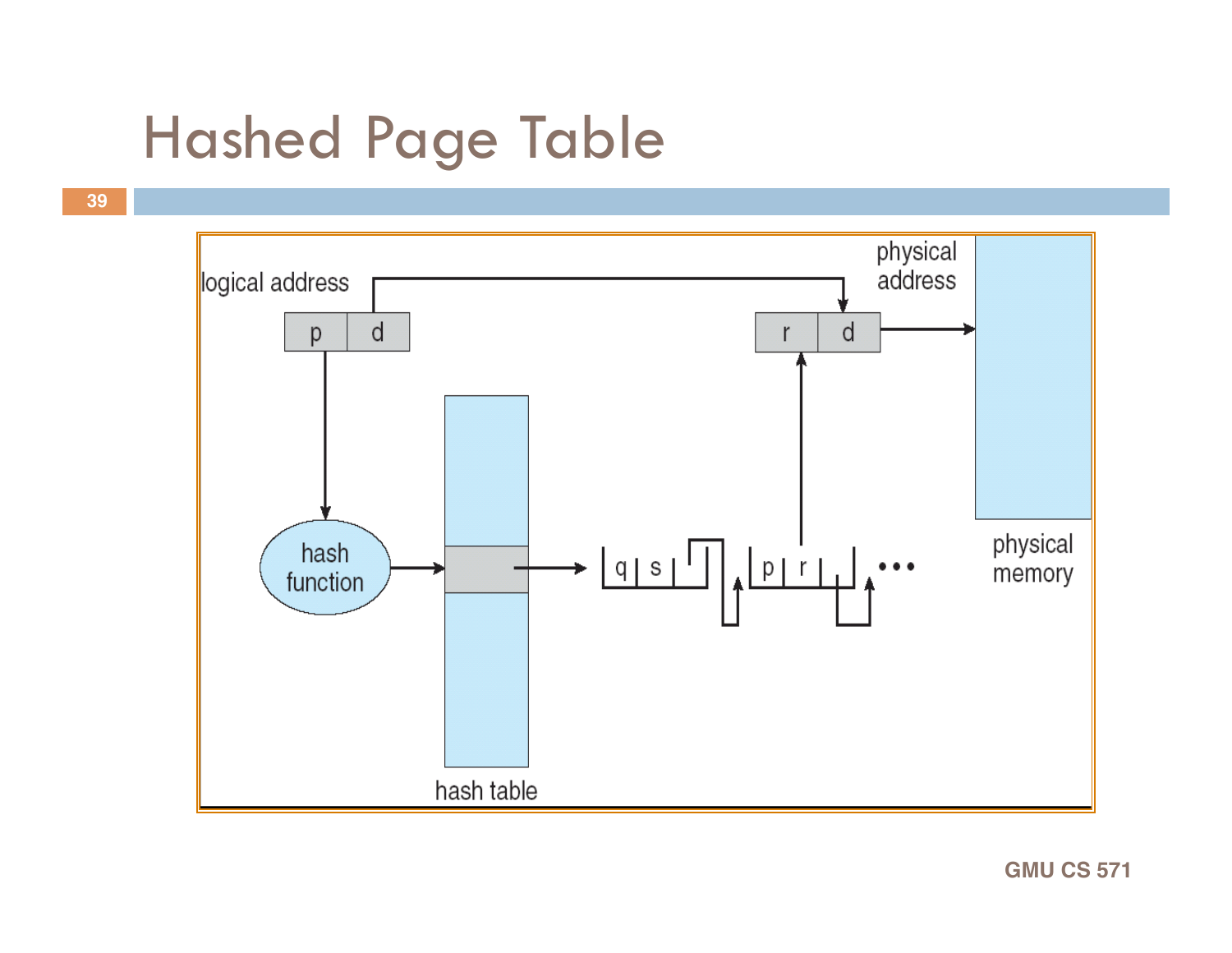# Hashed Page Table

logical address

| p | d |
|---|---|

hash function

hash table

| q | s | |
|---|---|---|

| p | r | |
|---|---|---|

physical address

| r | d |
|---|---|

physical memory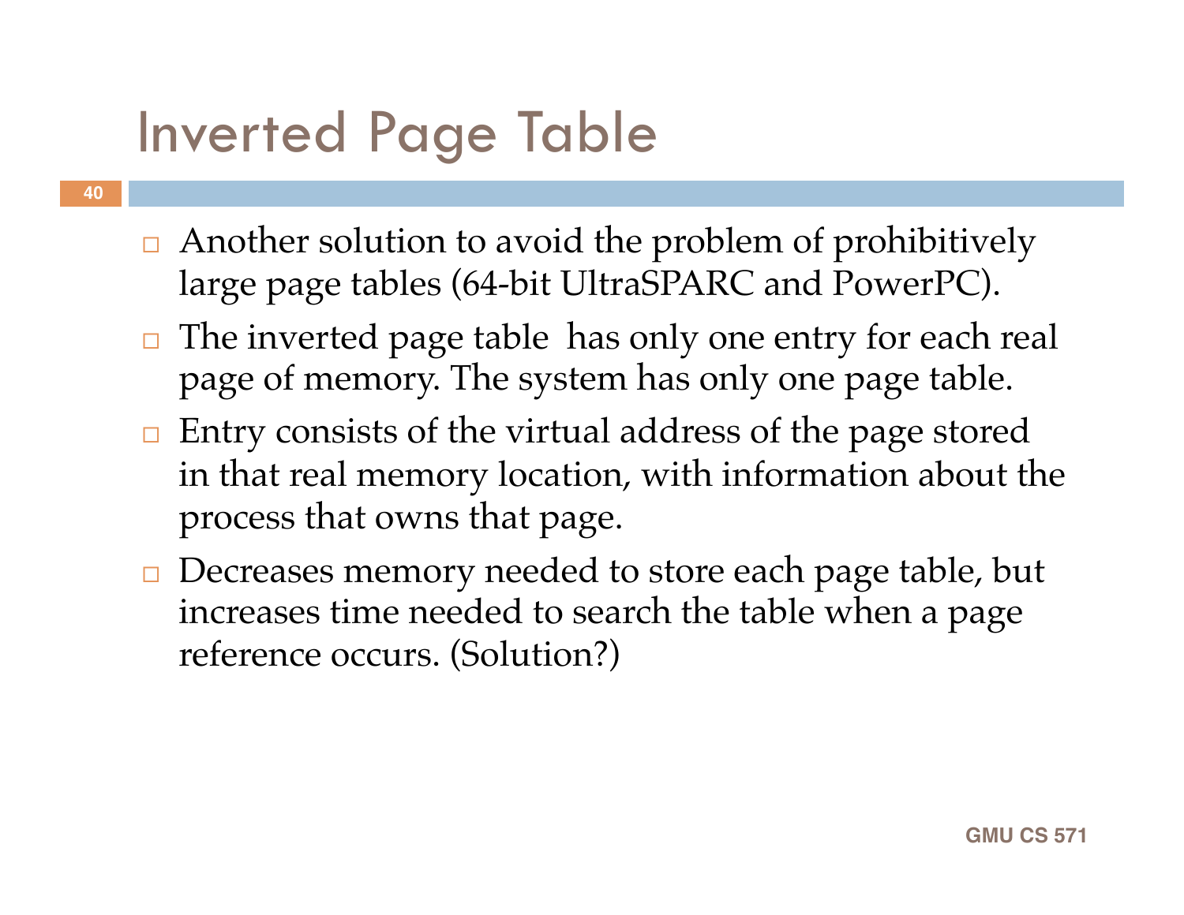# Inverted Page Table

- Another solution to avoid the problem of prohibitively large page tables (64-bit UltraSPARC and PowerPC).
- The inverted page table has only one entry for each real page of memory. The system has only one page table.
- Entry consists of the virtual address of the page stored in that real memory location, with information about the process that owns that page.
- Decreases memory needed to store each page table, but increases time needed to search the table when a page reference occurs. (Solution?)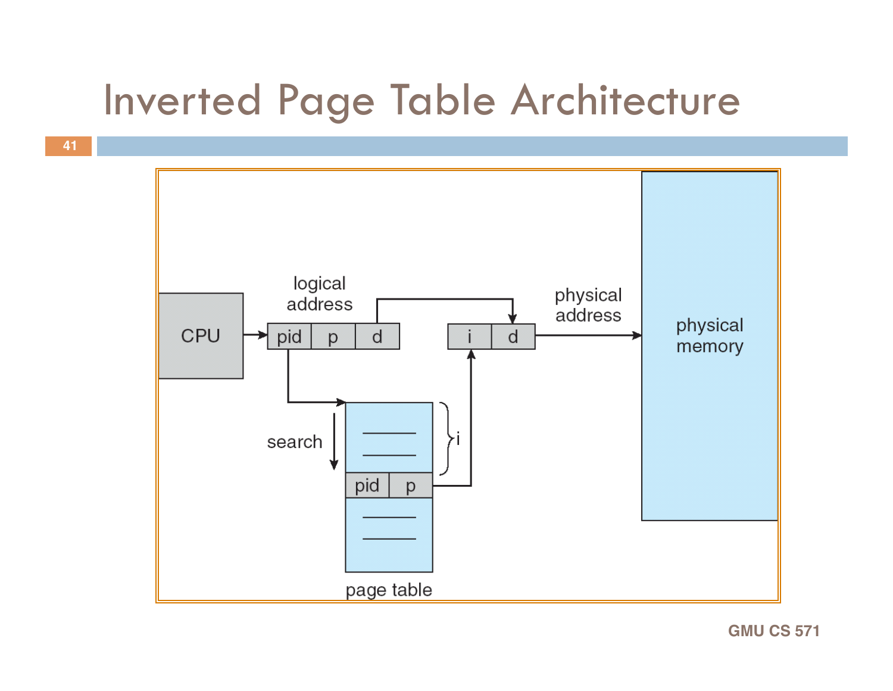# Inverted Page Table Architecture

CPU

logical address

pid | p | d

physical address

i | d

physical memory

search

pid | p

i

page table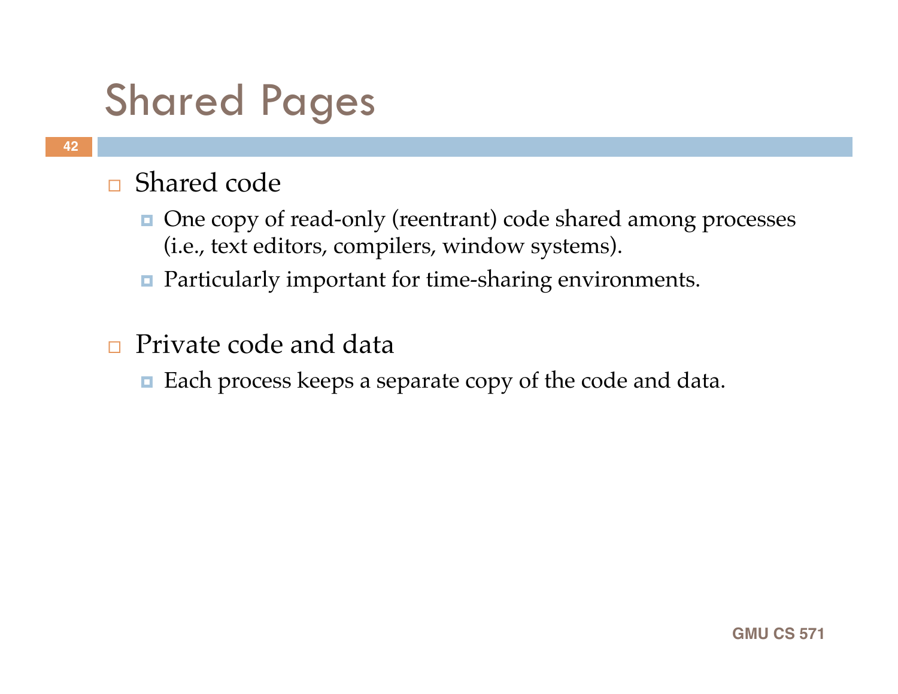# Shared Pages

- Shared code
  - One copy of read-only (reentrant) code shared among processes (i.e., text editors, compilers, window systems).
  - Particularly important for time-sharing environments.

- Private code and data
  - Each process keeps a separate copy of the code and data.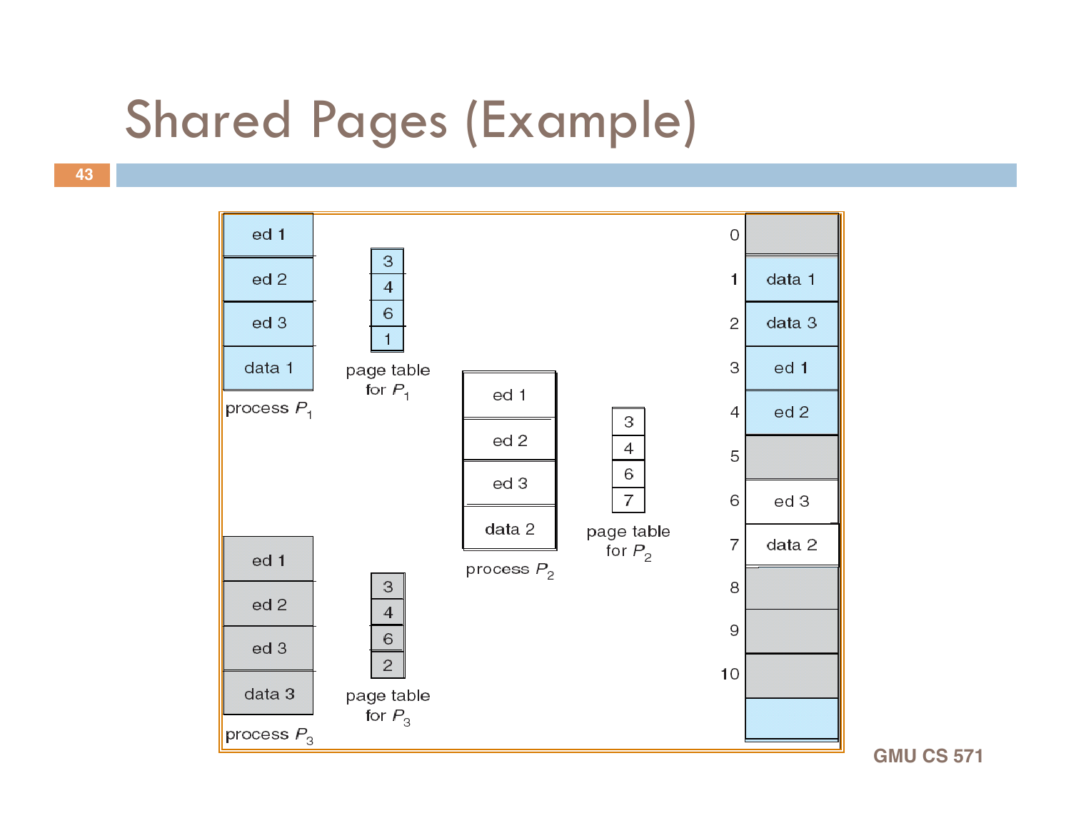# Shared Pages (Example)

process $P_1$: ed 1, ed 2, ed 3, data 1

page table for $P_1$: 3, 4, 6, 1

process $P_2$: ed 1, ed 2, ed 3, data 2

page table for $P_2$: 3, 4, 6, 7

process $P_3$: ed 1, ed 2, ed 3, data 3

page table for $P_3$: 3, 4, 6, 2

| Frame | Contents |
|---|---|
| 0 | |
| 1 | data 1 |
| 2 | data 3 |
| 3 | ed 1 |
| 4 | ed 2 |
| 5 | |
| 6 | ed 3 |
| 7 | data 2 |
| 8 | |
| 9 | |
| 10 | |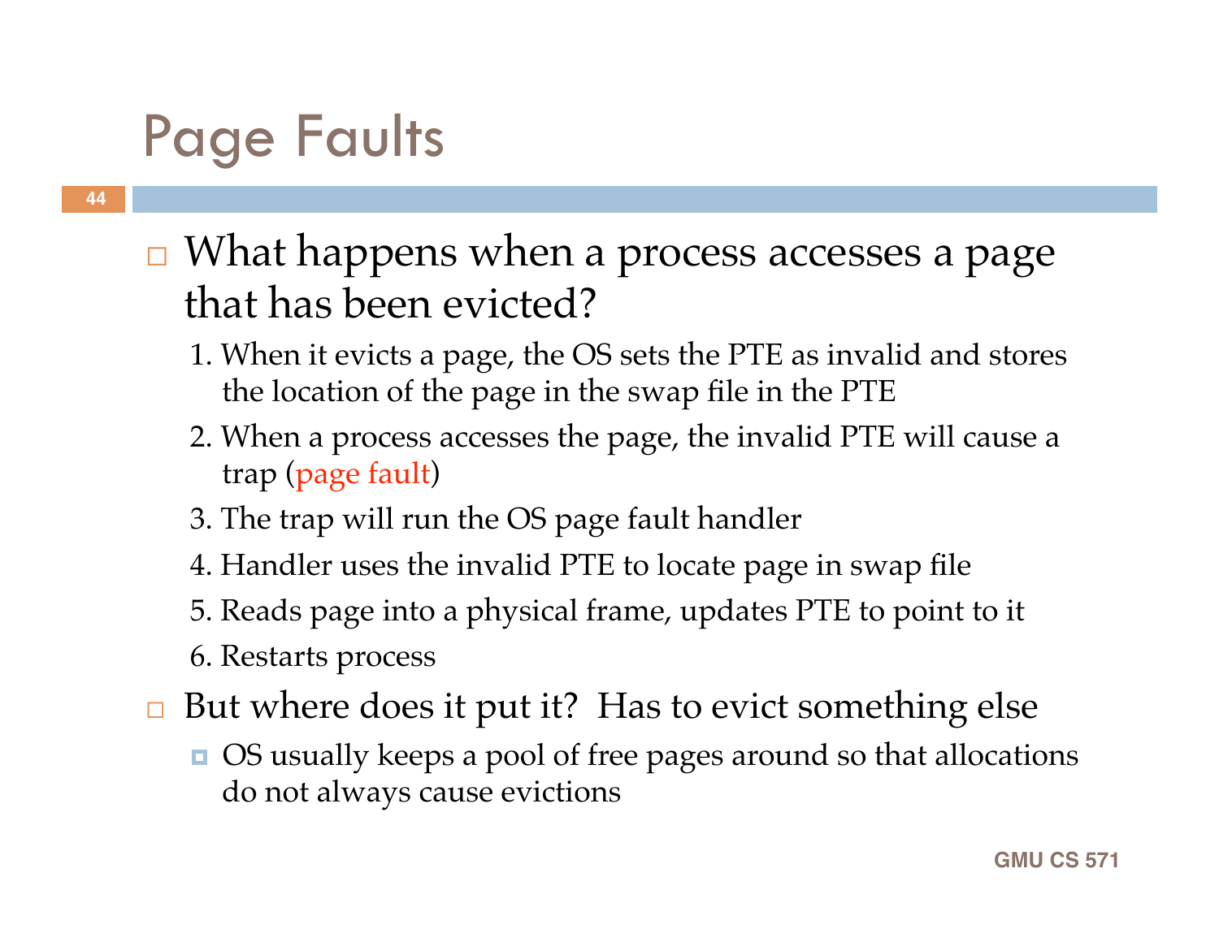# Page Faults

- What happens when a process accesses a page that has been evicted?
  1. When it evicts a page, the OS sets the PTE as invalid and stores the location of the page in the swap file in the PTE
  2. When a process accesses the page, the invalid PTE will cause a trap (page fault)
  3. The trap will run the OS page fault handler
  4. Handler uses the invalid PTE to locate page in swap file
  5. Reads page into a physical frame, updates PTE to point to it
  6. Restarts process
- But where does it put it? Has to evict something else
  - OS usually keeps a pool of free pages around so that allocations do not always cause evictions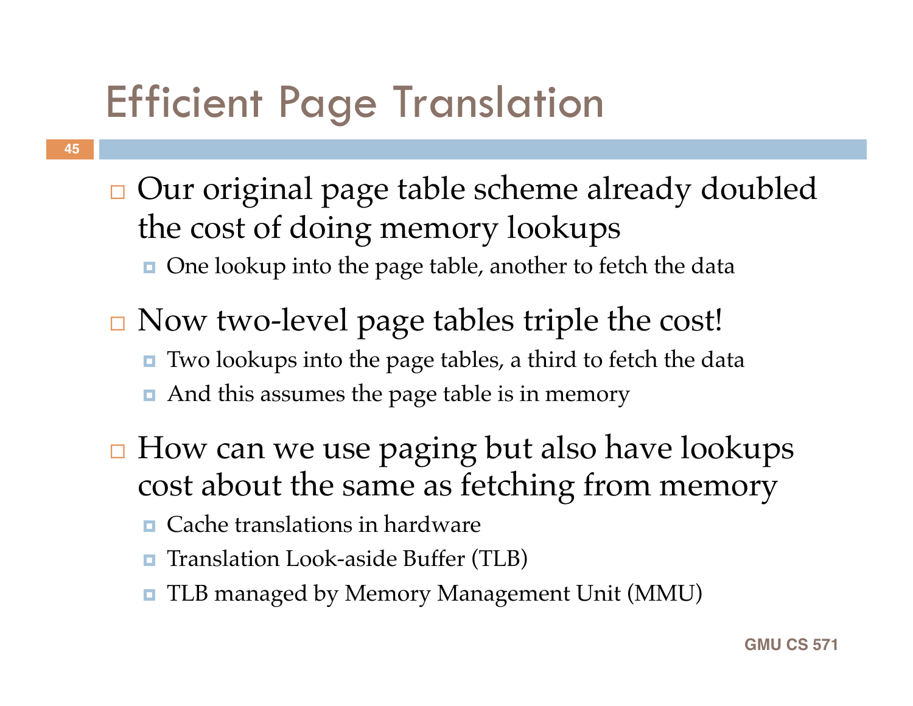# Efficient Page Translation

- Our original page table scheme already doubled the cost of doing memory lookups
  - One lookup into the page table, another to fetch the data
- Now two-level page tables triple the cost!
  - Two lookups into the page tables, a third to fetch the data
  - And this assumes the page table is in memory
- How can we use paging but also have lookups cost about the same as fetching from memory
  - Cache translations in hardware
  - Translation Look-aside Buffer (TLB)
  - TLB managed by Memory Management Unit (MMU)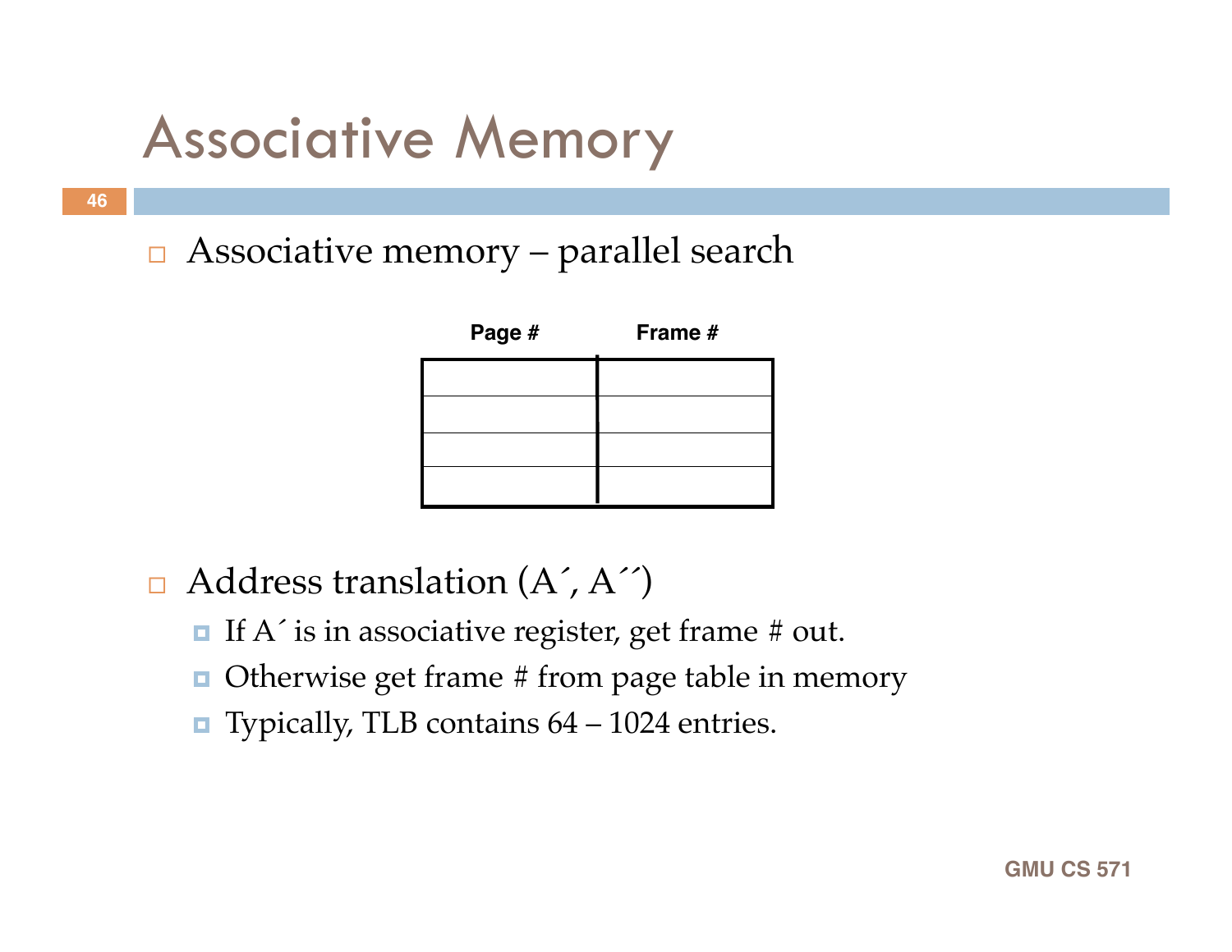# Associative Memory

- Associative memory – parallel search

| Page # | Frame # |
| --- | --- |
| | |
| | |
| | |
| | |

- Address translation (A´, A´´)
  - If A´ is in associative register, get frame # out.
  - Otherwise get frame # from page table in memory
  - Typically, TLB contains 64 – 1024 entries.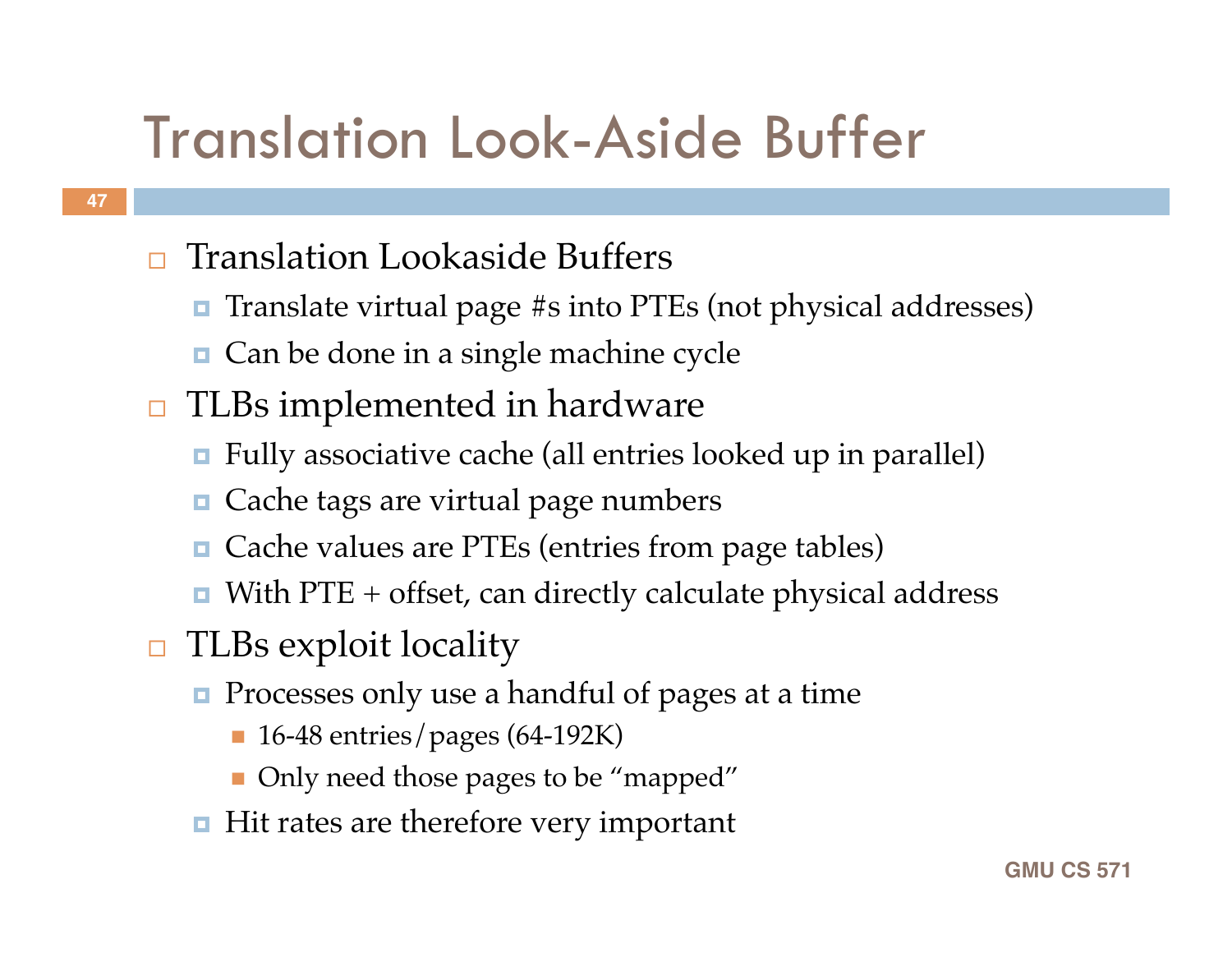# Translation Look-Aside Buffer

- Translation Lookaside Buffers
  - Translate virtual page #s into PTEs (not physical addresses)
  - Can be done in a single machine cycle
- TLBs implemented in hardware
  - Fully associative cache (all entries looked up in parallel)
  - Cache tags are virtual page numbers
  - Cache values are PTEs (entries from page tables)
  - With PTE + offset, can directly calculate physical address
- TLBs exploit locality
  - Processes only use a handful of pages at a time
    - 16-48 entries/pages (64-192K)
    - Only need those pages to be "mapped"
  - Hit rates are therefore very important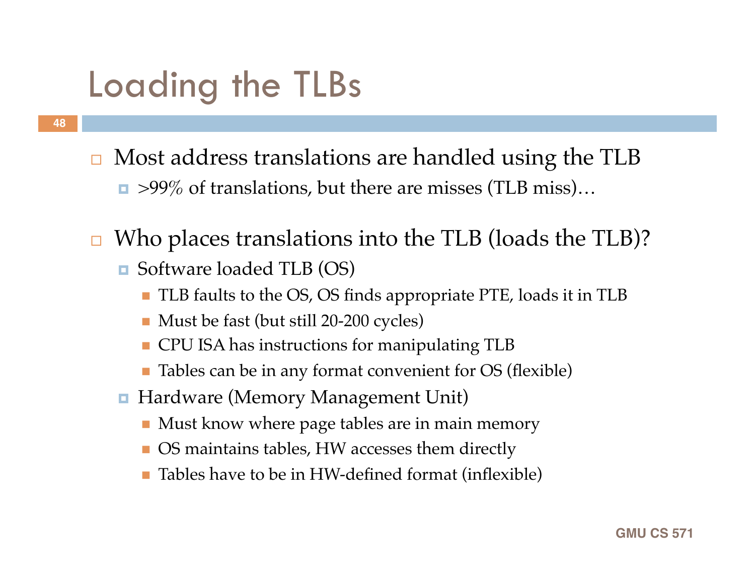# Loading the TLBs

- Most address translations are handled using the TLB
  - >99% of translations, but there are misses (TLB miss)…
- Who places translations into the TLB (loads the TLB)?
  - Software loaded TLB (OS)
    - TLB faults to the OS, OS finds appropriate PTE, loads it in TLB
    - Must be fast (but still 20-200 cycles)
    - CPU ISA has instructions for manipulating TLB
    - Tables can be in any format convenient for OS (flexible)
  - Hardware (Memory Management Unit)
    - Must know where page tables are in main memory
    - OS maintains tables, HW accesses them directly
    - Tables have to be in HW-defined format (inflexible)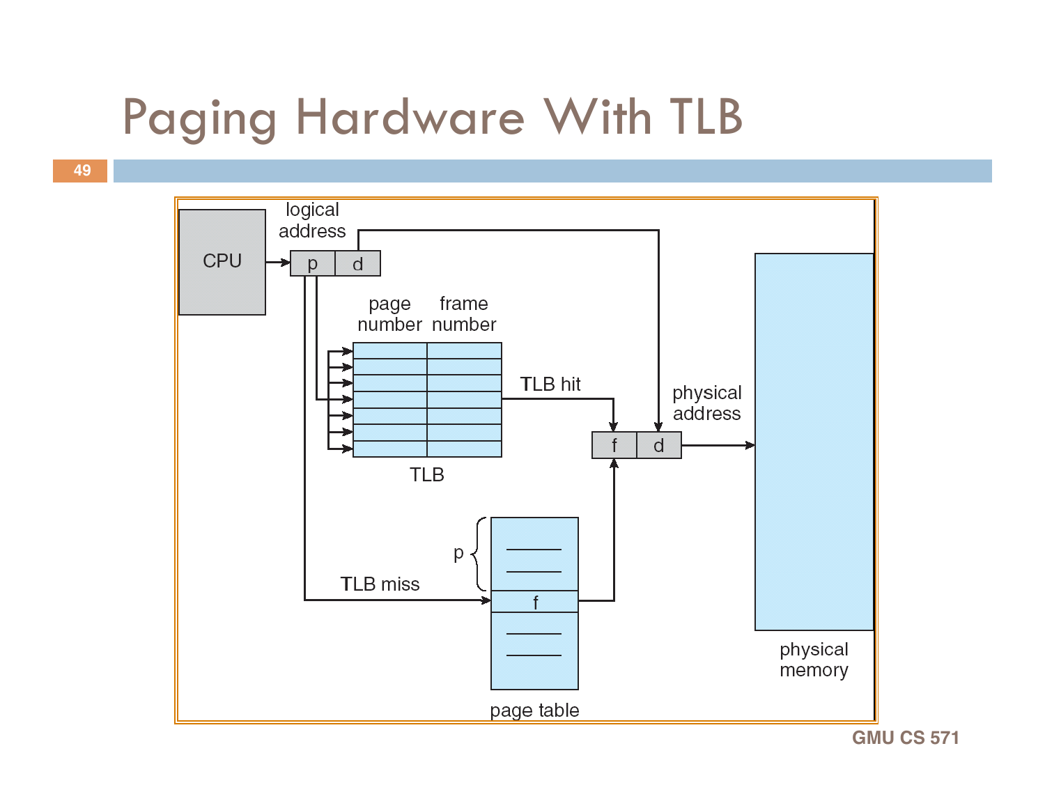# Paging Hardware With TLB

CPU

logical address

p | d

page number | frame number

TLB

TLB hit

TLB miss

physical address

f | d

p

f

page table

physical memory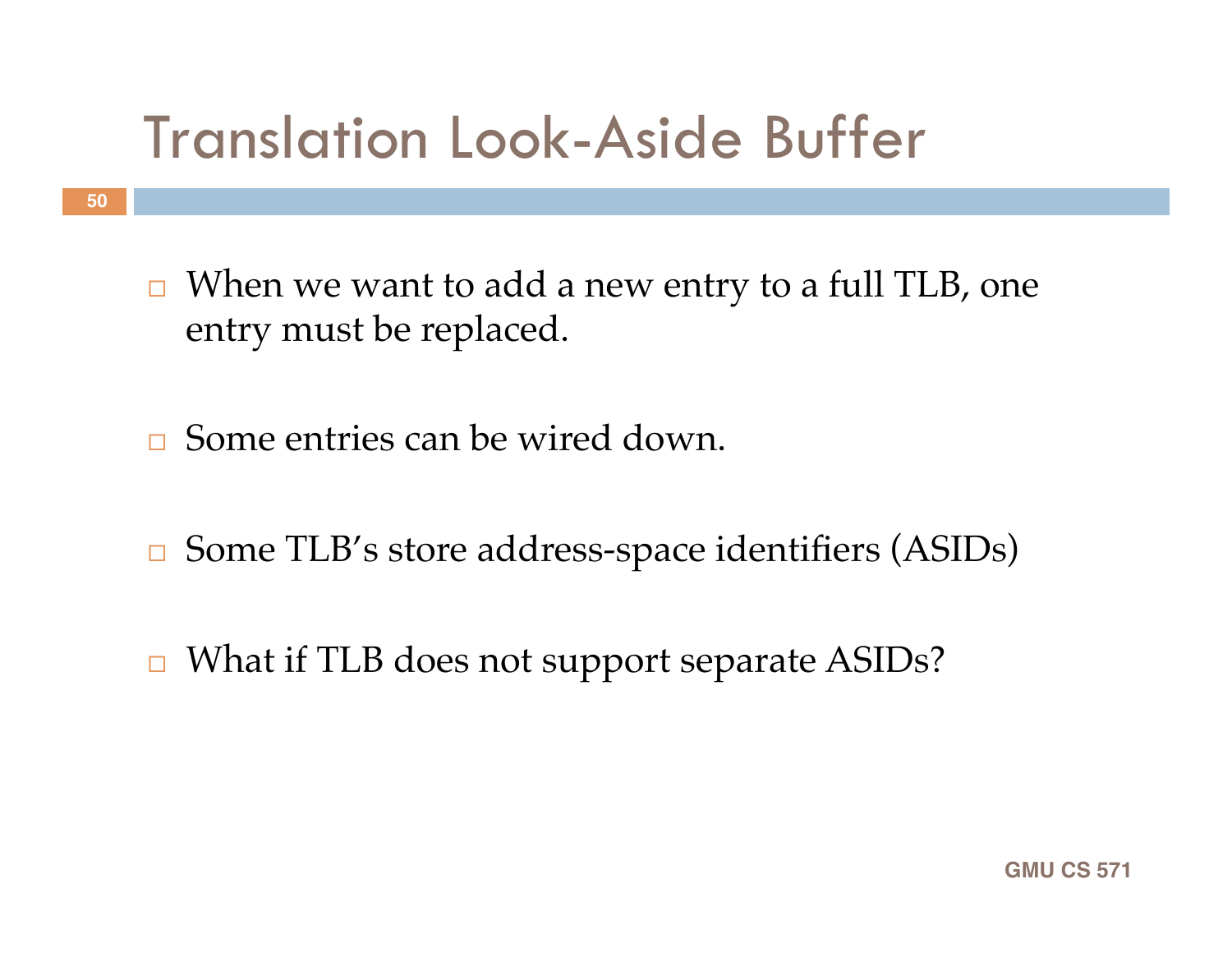# Translation Look-Aside Buffer

- When we want to add a new entry to a full TLB, one entry must be replaced.
- Some entries can be wired down.
- Some TLB's store address-space identifiers (ASIDs)
- What if TLB does not support separate ASIDs?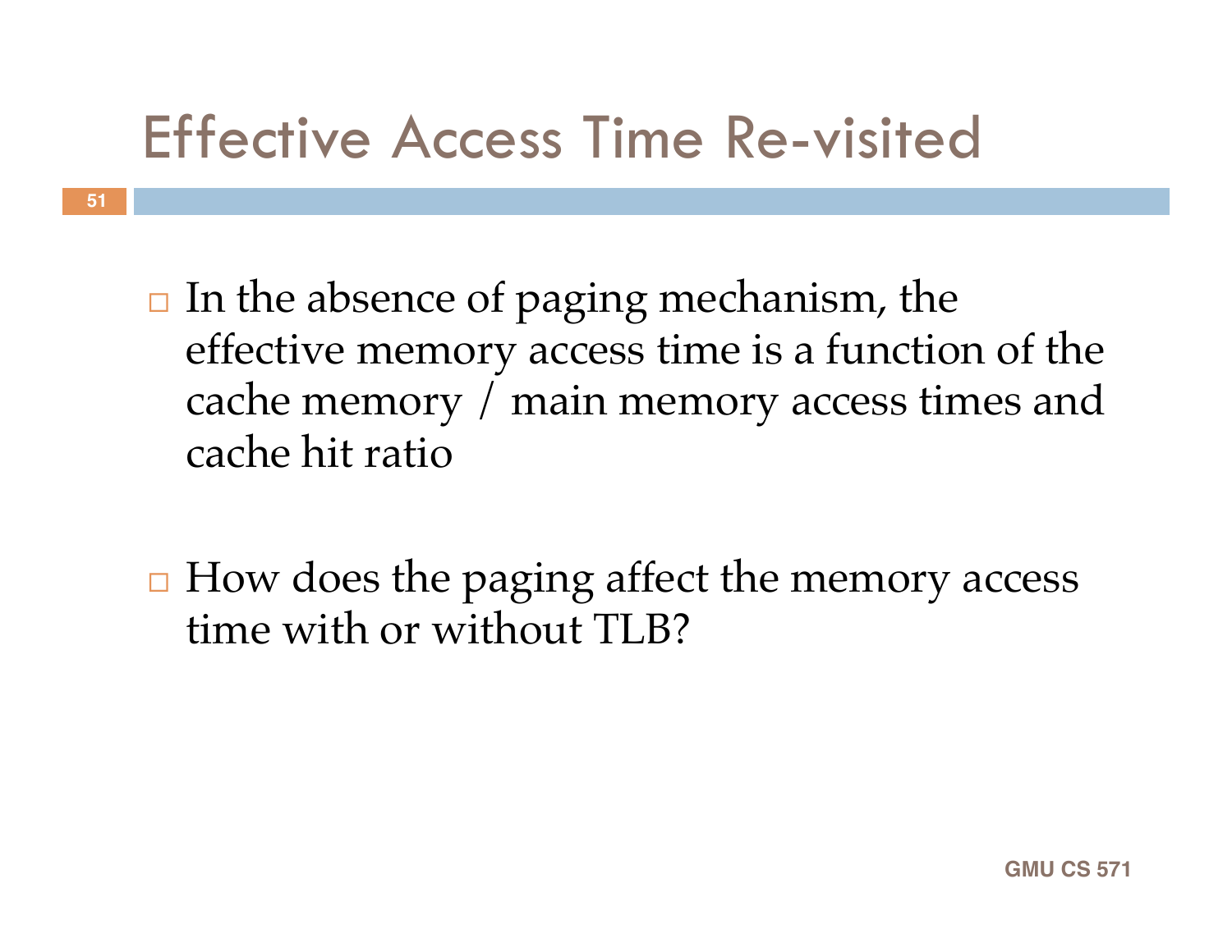# Effective Access Time Re-visited

- In the absence of paging mechanism, the effective memory access time is a function of the cache memory / main memory access times and cache hit ratio

- How does the paging affect the memory access time with or without TLB?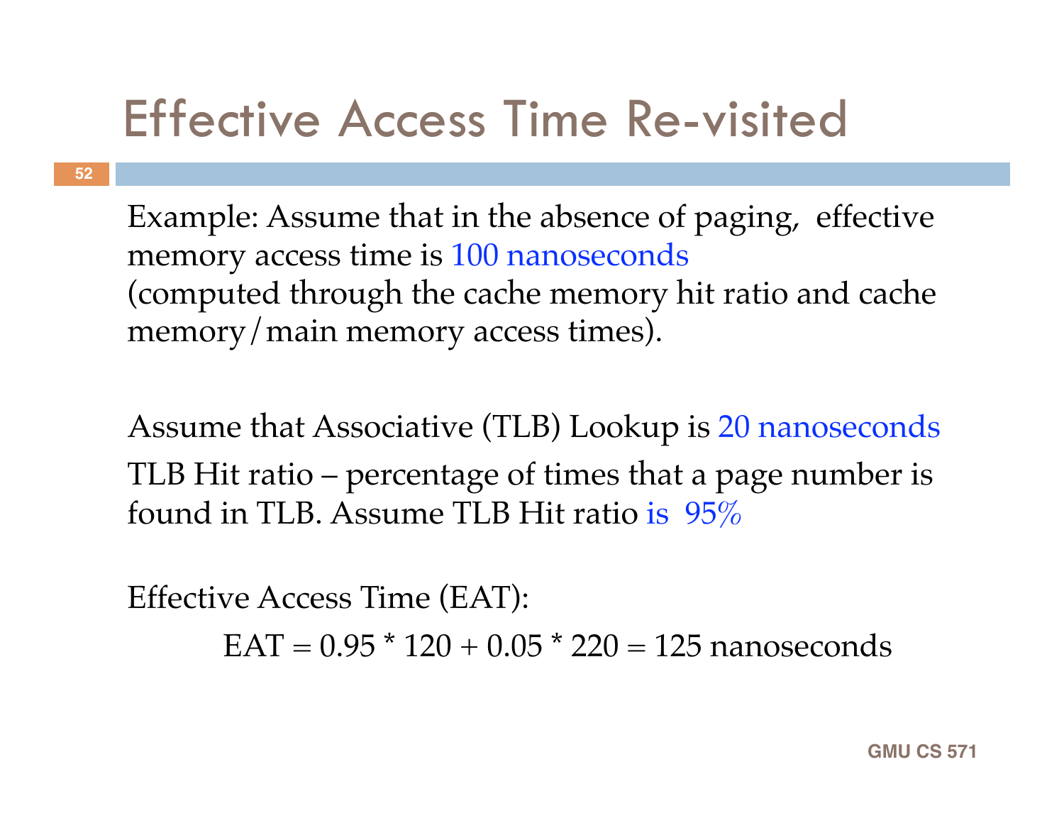# Effective Access Time Re-visited

Example: Assume that in the absence of paging, effective memory access time is 100 nanoseconds (computed through the cache memory hit ratio and cache memory/main memory access times).

Assume that Associative (TLB) Lookup is 20 nanoseconds

TLB Hit ratio – percentage of times that a page number is found in TLB. Assume TLB Hit ratio is 95%

Effective Access Time (EAT):

$$EAT = 0.95 * 120 + 0.05 * 220 = 125 \text{ nanoseconds}$$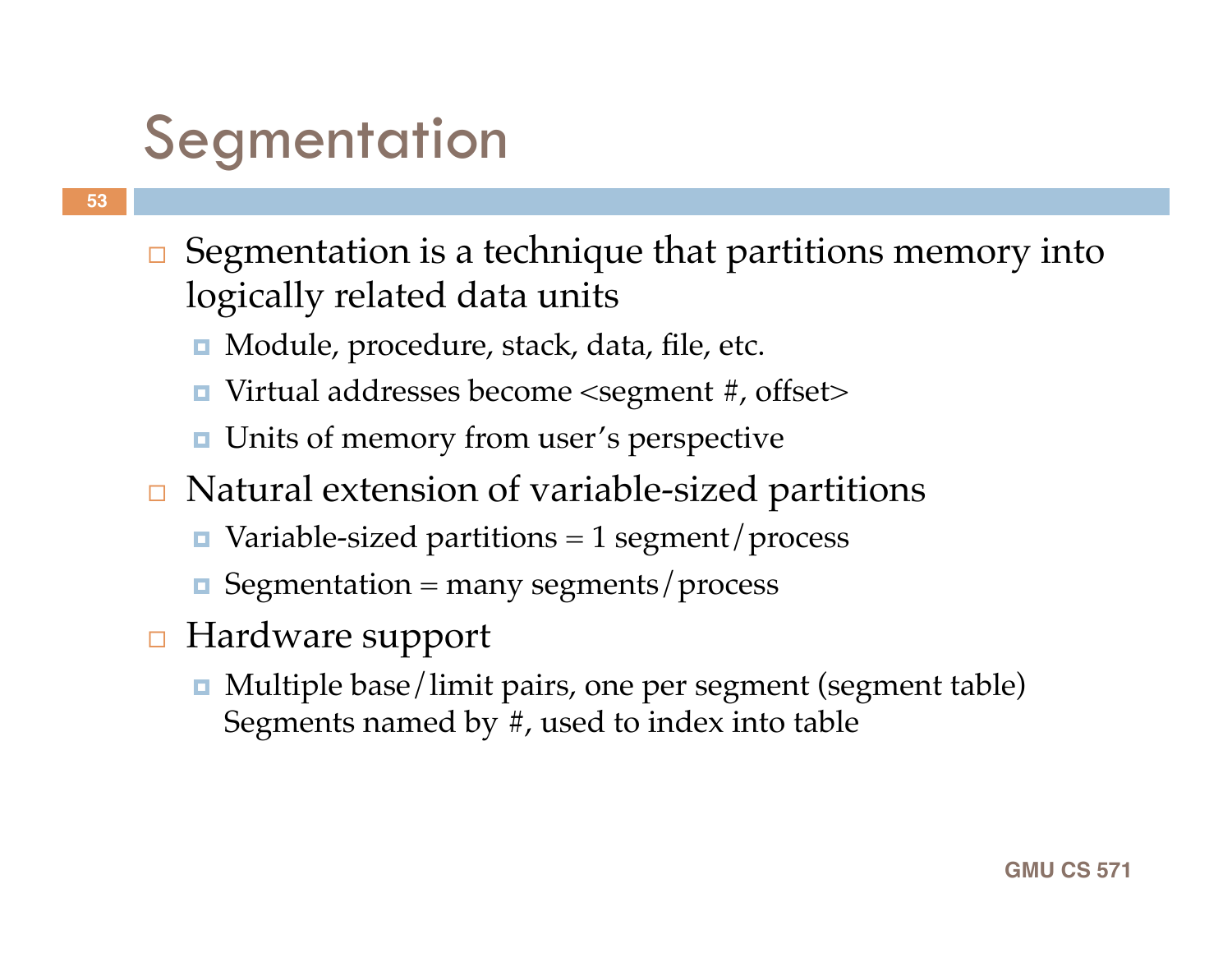# Segmentation

- Segmentation is a technique that partitions memory into logically related data units
  - Module, procedure, stack, data, file, etc.
  - Virtual addresses become <segment #, offset>
  - Units of memory from user's perspective
- Natural extension of variable-sized partitions
  - Variable-sized partitions = 1 segment/process
  - Segmentation = many segments/process
- Hardware support
  - Multiple base/limit pairs, one per segment (segment table)
    Segments named by #, used to index into table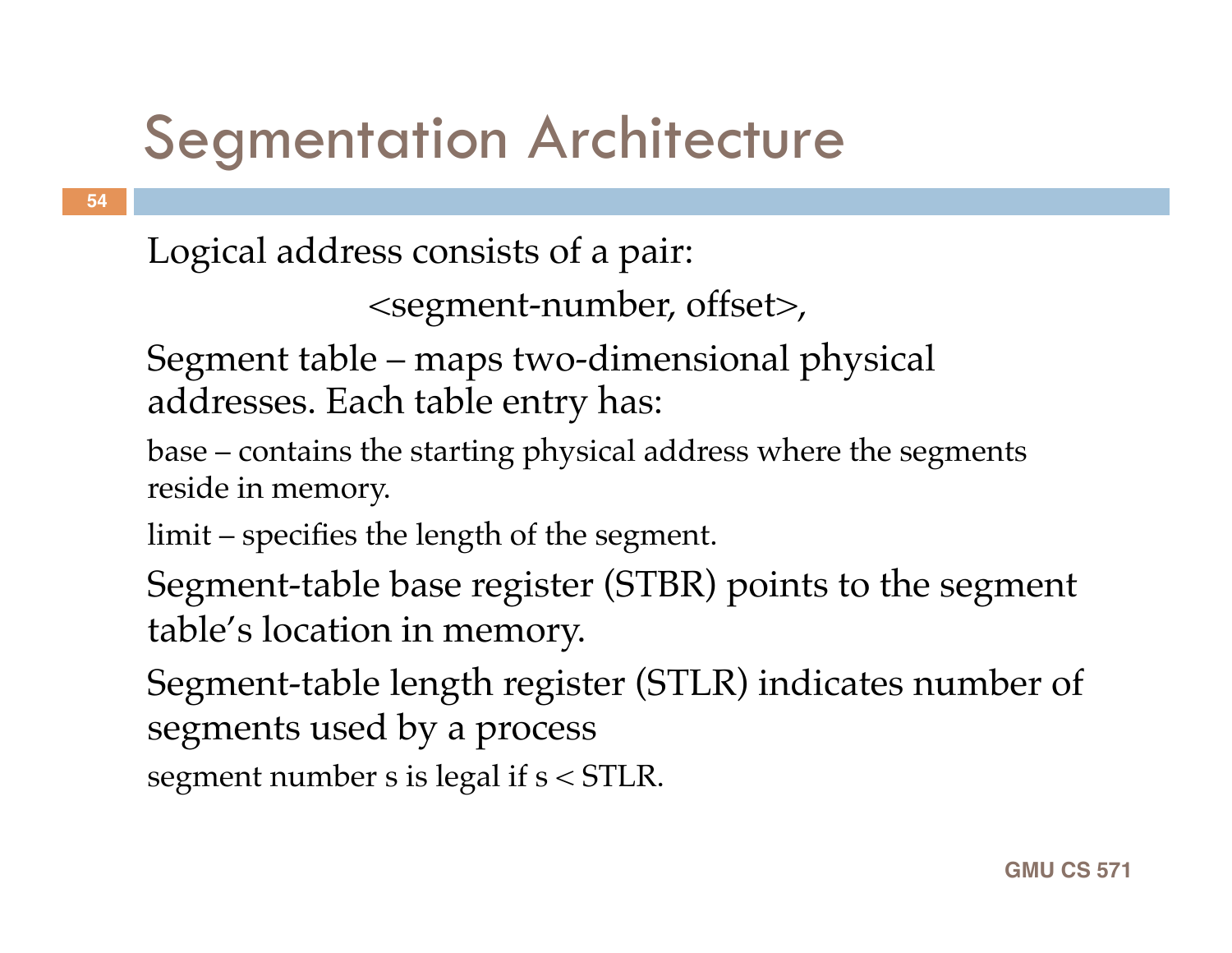# Segmentation Architecture

- Logical address consists of a pair:

  <segment-number, offset>,

- Segment table – maps two-dimensional physical addresses. Each table entry has:
  - base – contains the starting physical address where the segments reside in memory.
  - limit – specifies the length of the segment.
- Segment-table base register (STBR) points to the segment table's location in memory.
- Segment-table length register (STLR) indicates number of segments used by a process
  - segment number s is legal if s < STLR.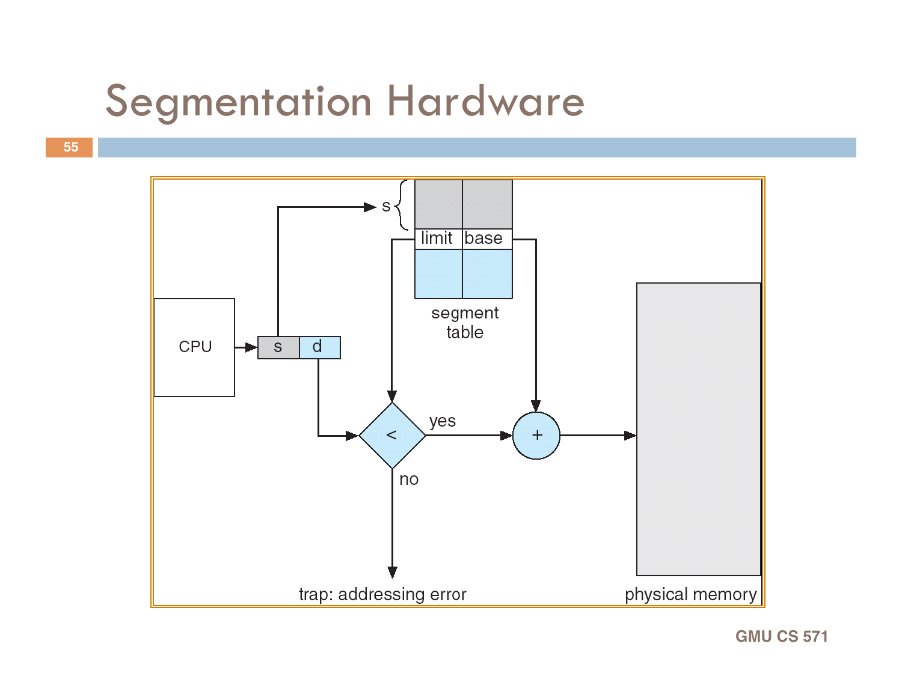# Segmentation Hardware

CPU

s d

s

limit base

segment table

<

yes

no

+

trap: addressing error

physical memory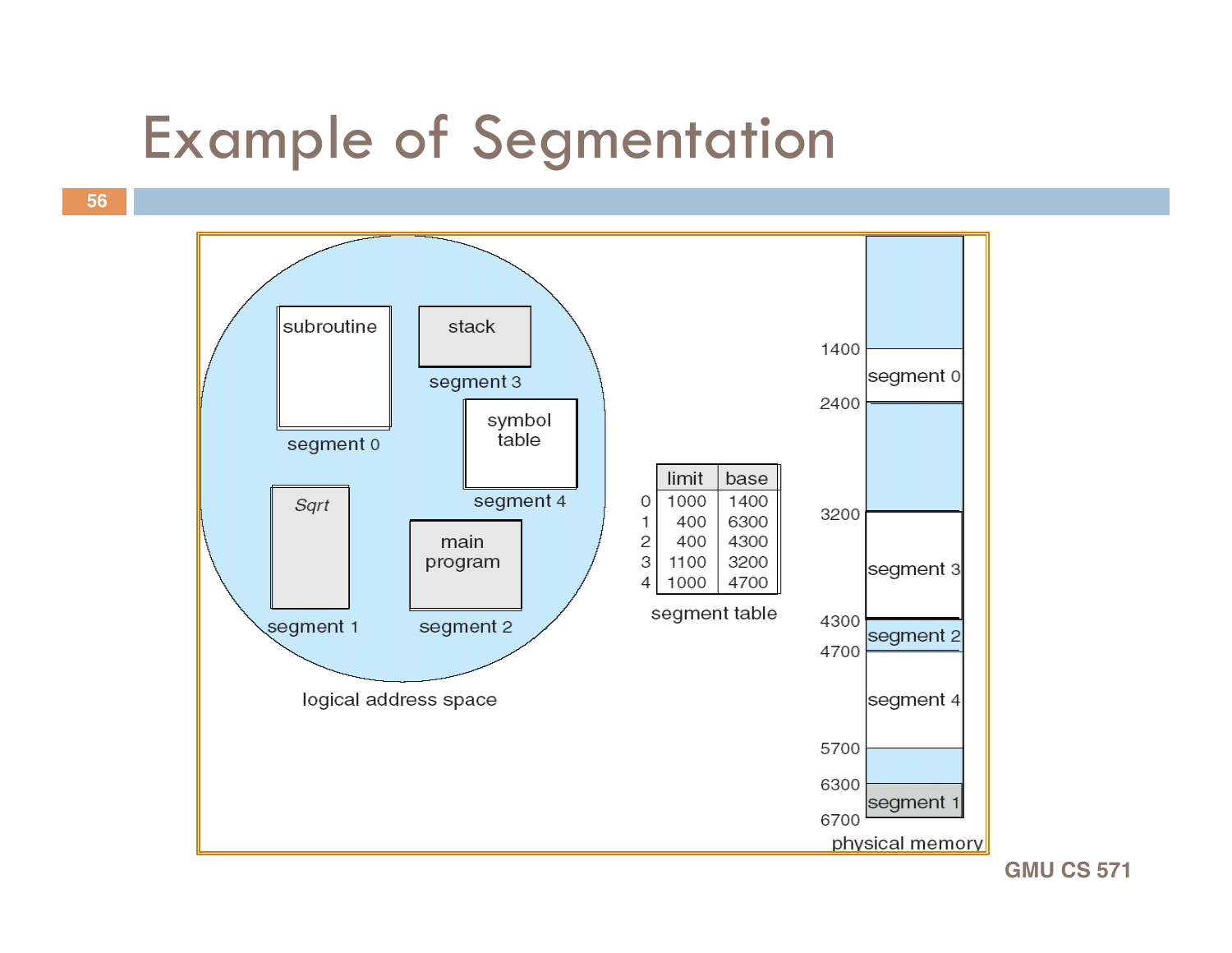# Example of Segmentation

| | limit | base |
|---|---|---|
| 0 | 1000 | 1400 |
| 1 | 400 | 6300 |
| 2 | 400 | 4300 |
| 3 | 1100 | 3200 |
| 4 | 1000 | 4700 |

segment table

Logical address space: subroutine (segment 0), stack (segment 3), symbol table (segment 4), Sqrt (segment 1), main program (segment 2)

Physical memory:

- 1400–2400: segment 0
- 3200–4300: segment 3
- 4300–4700: segment 2
- 4700–5700: segment 4
- 6300–6700: segment 1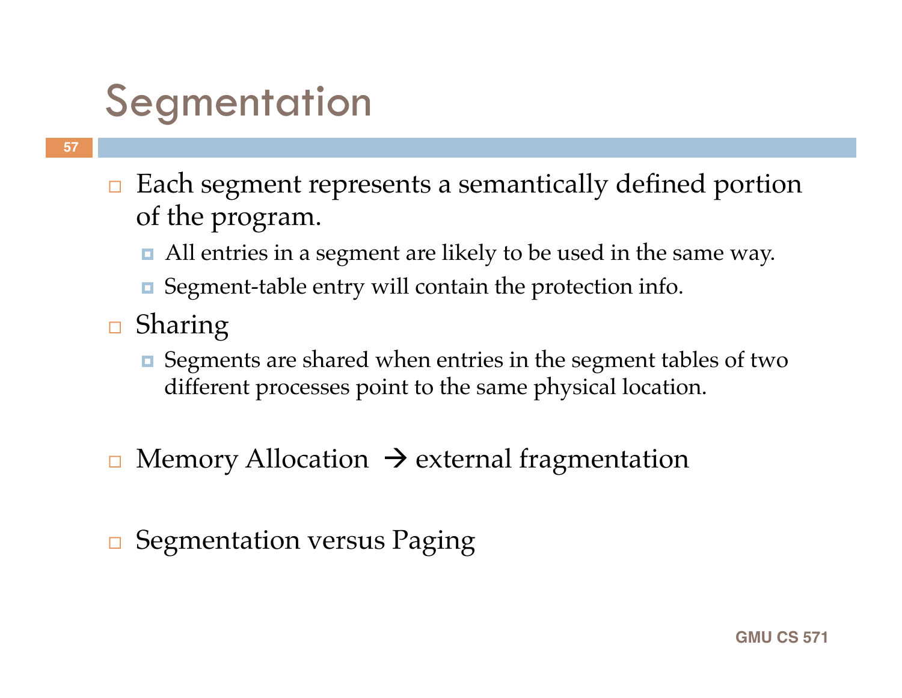# Segmentation

- Each segment represents a semantically defined portion of the program.
  - All entries in a segment are likely to be used in the same way.
  - Segment-table entry will contain the protection info.
- Sharing
  - Segments are shared when entries in the segment tables of two different processes point to the same physical location.
- Memory Allocation → external fragmentation
- Segmentation versus Paging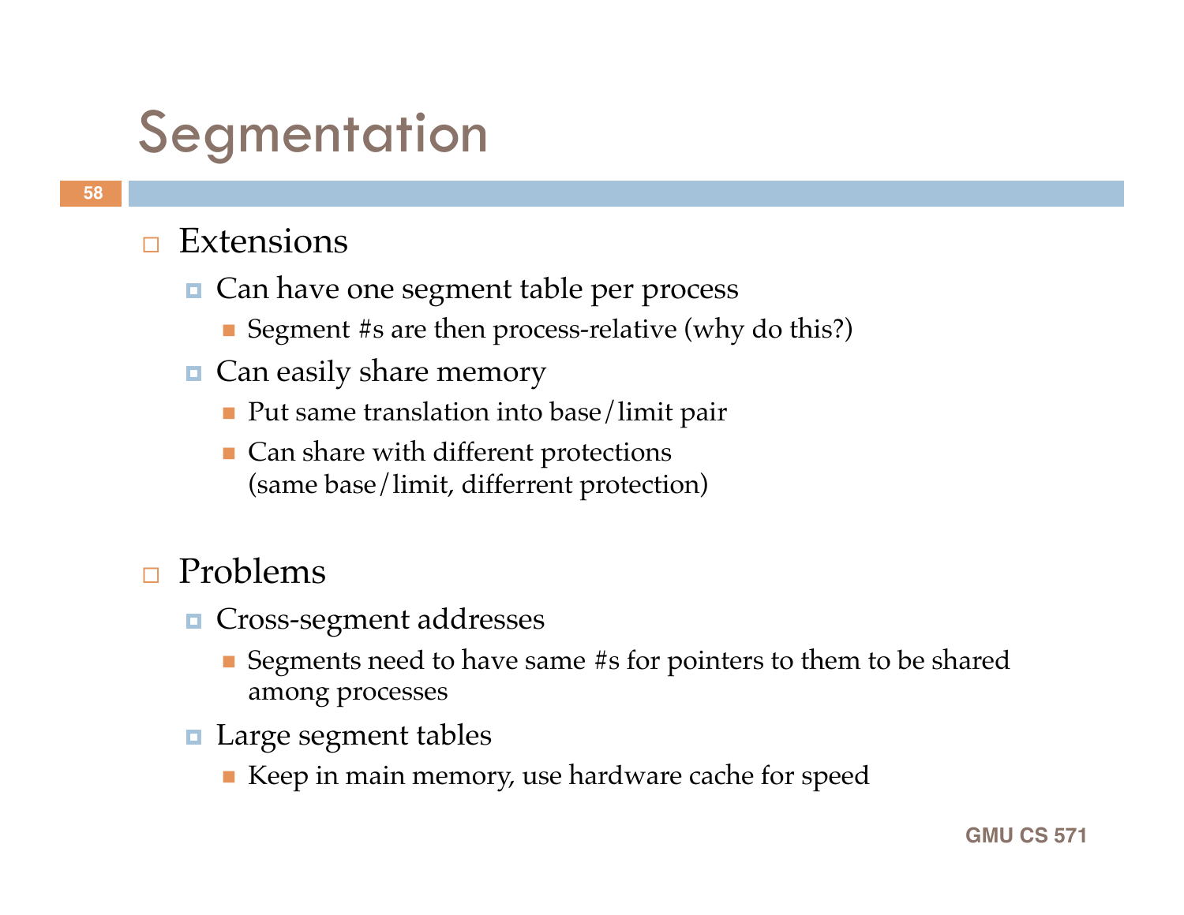# Segmentation

- Extensions
  - Can have one segment table per process
    - Segment #s are then process-relative (why do this?)
  - Can easily share memory
    - Put same translation into base/limit pair
    - Can share with different protections (same base/limit, differrent protection)

- Problems
  - Cross-segment addresses
    - Segments need to have same #s for pointers to them to be shared among processes
  - Large segment tables
    - Keep in main memory, use hardware cache for speed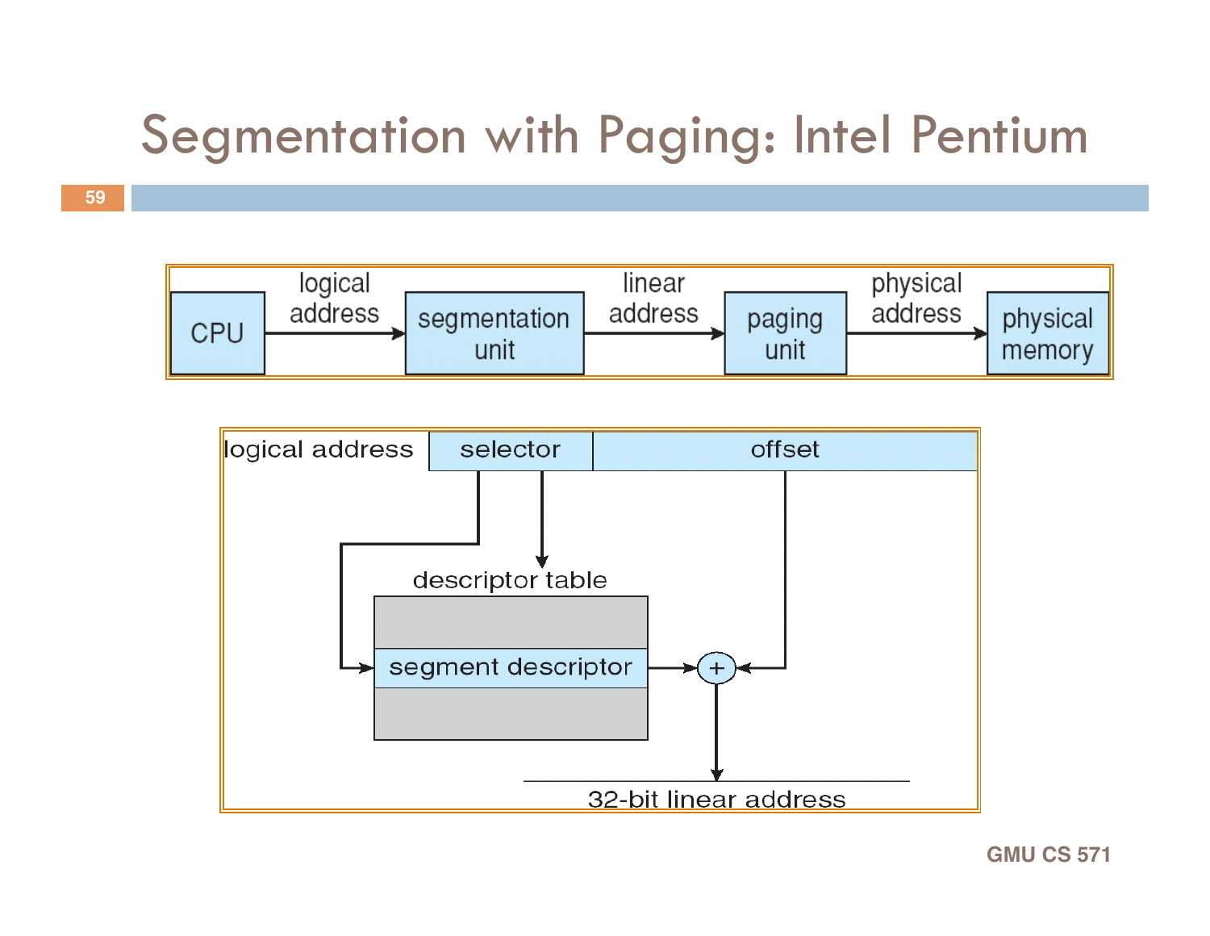# Segmentation with Paging: Intel Pentium

CPU → logical address → segmentation unit → linear address → paging unit → physical address → physical memory

logical address: selector | offset

descriptor table

segment descriptor

+

32-bit linear address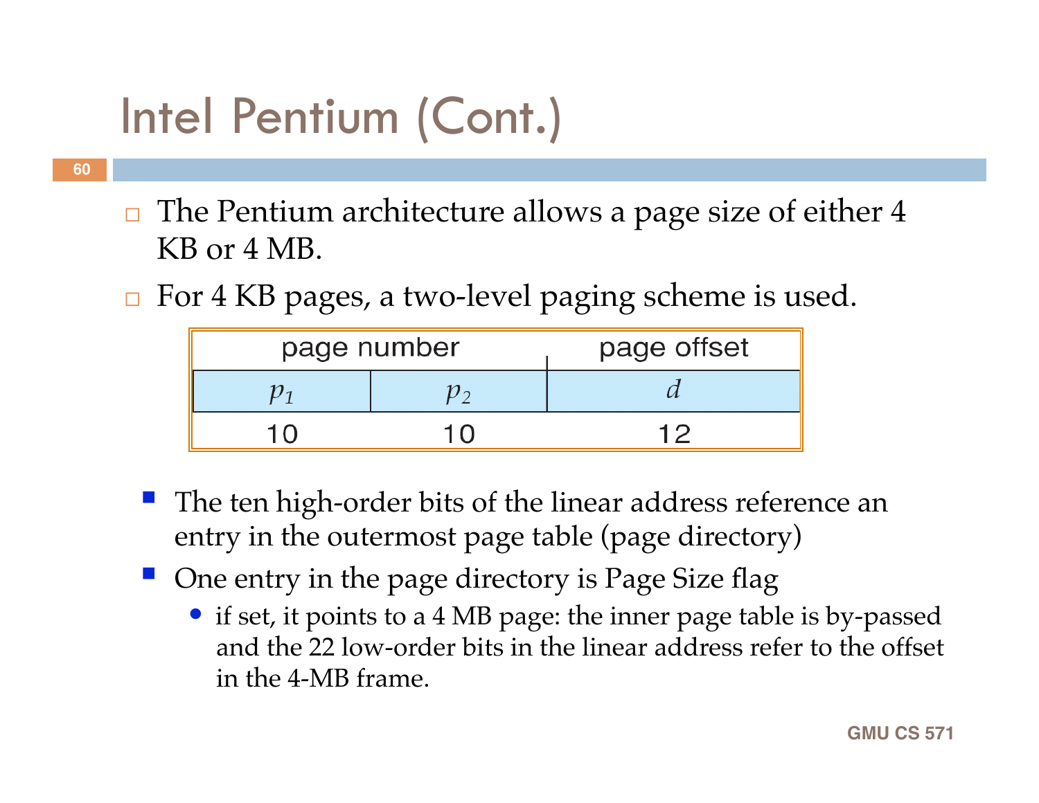# Intel Pentium (Cont.)

- The Pentium architecture allows a page size of either 4 KB or 4 MB.
- For 4 KB pages, a two-level paging scheme is used.

| page number | | page offset |
|---|---|---|
| $p_1$ | $p_2$ | $d$ |
| 10 | 10 | 12 |

  - The ten high-order bits of the linear address reference an entry in the outermost page table (page directory)
  - One entry in the page directory is Page Size flag
    - if set, it points to a 4 MB page: the inner page table is by-passed and the 22 low-order bits in the linear address refer to the offset in the 4-MB frame.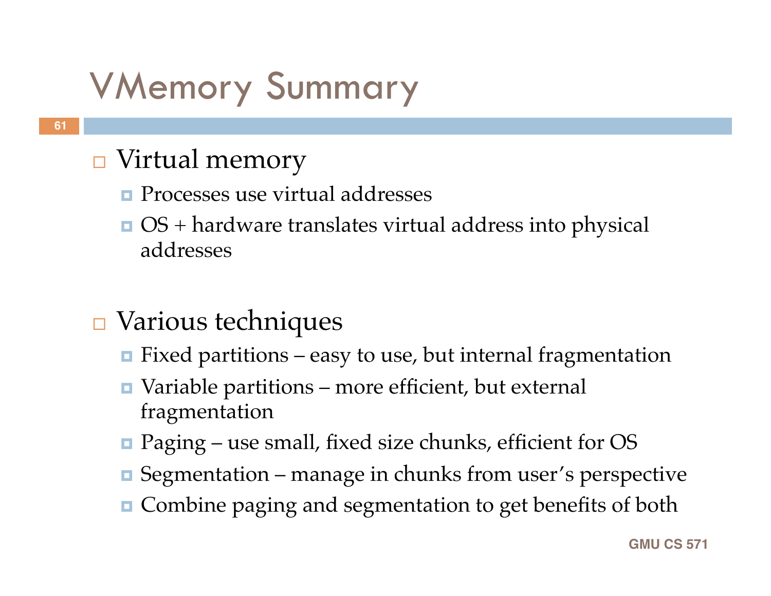# VMemory Summary

- Virtual memory
  - Processes use virtual addresses
  - OS + hardware translates virtual address into physical addresses

- Various techniques
  - Fixed partitions – easy to use, but internal fragmentation
  - Variable partitions – more efficient, but external fragmentation
  - Paging – use small, fixed size chunks, efficient for OS
  - Segmentation – manage in chunks from user's perspective
  - Combine paging and segmentation to get benefits of both